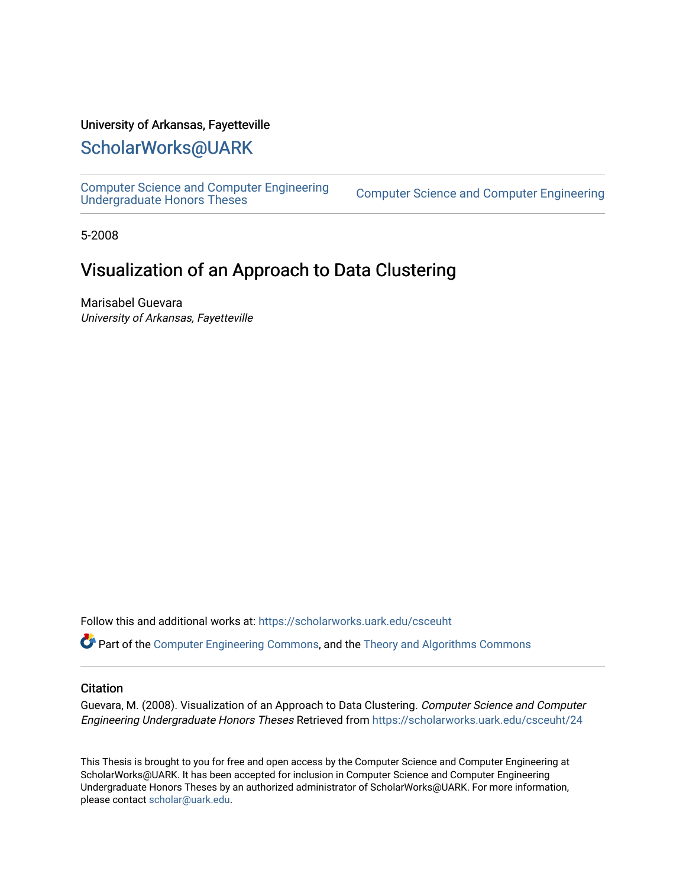University of Arkansas, Fayetteville

# ScholarWorks@UARK

Computer Science and Computer Engineering Undergraduate Honors Theses | Computer Science and Computer Engineering

5-2008

# Visualization of an Approach to Data Clustering

Marisabel Guevara

*University of Arkansas, Fayetteville*

Follow this and additional works at: https://scholarworks.uark.edu/csceuht

Part of the Computer Engineering Commons, and the Theory and Algorithms Commons

## Citation

Guevara, M. (2008). Visualization of an Approach to Data Clustering. *Computer Science and Computer Engineering Undergraduate Honors Theses* Retrieved from https://scholarworks.uark.edu/csceuht/24

This Thesis is brought to you for free and open access by the Computer Science and Computer Engineering at ScholarWorks@UARK. It has been accepted for inclusion in Computer Science and Computer Engineering Undergraduate Honors Theses by an authorized administrator of ScholarWorks@UARK. For more information, please contact scholar@uark.edu.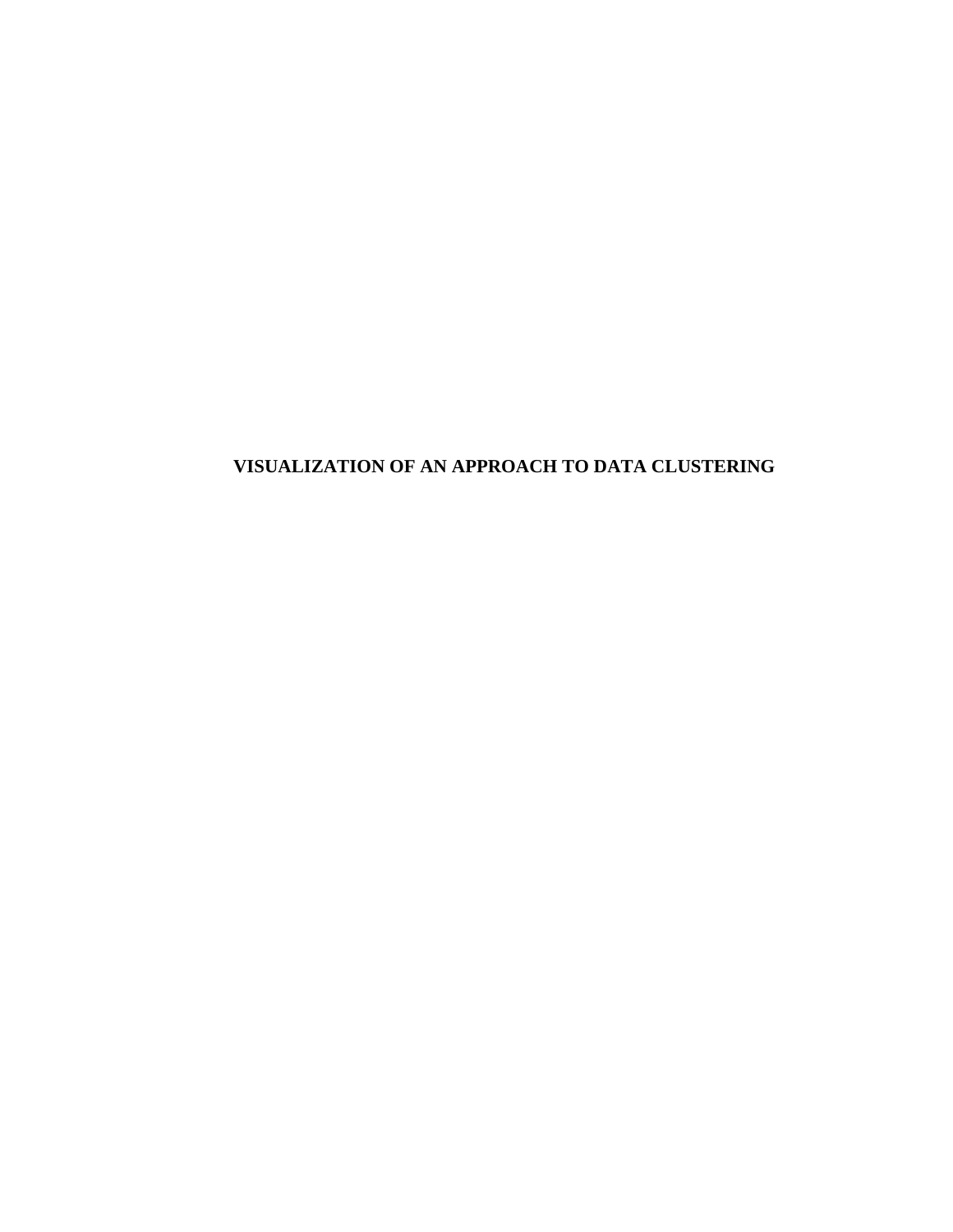**VISUALIZATION OF AN APPROACH TO DATA CLUSTERING**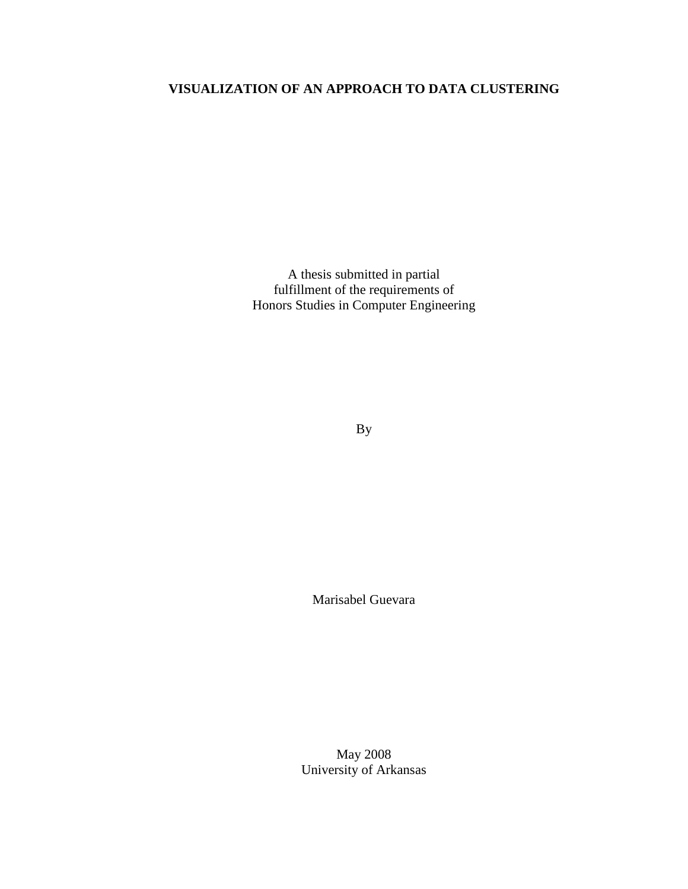**VISUALIZATION OF AN APPROACH TO DATA CLUSTERING**

A thesis submitted in partial
fulfillment of the requirements of
Honors Studies in Computer Engineering

By

Marisabel Guevara

May 2008
University of Arkansas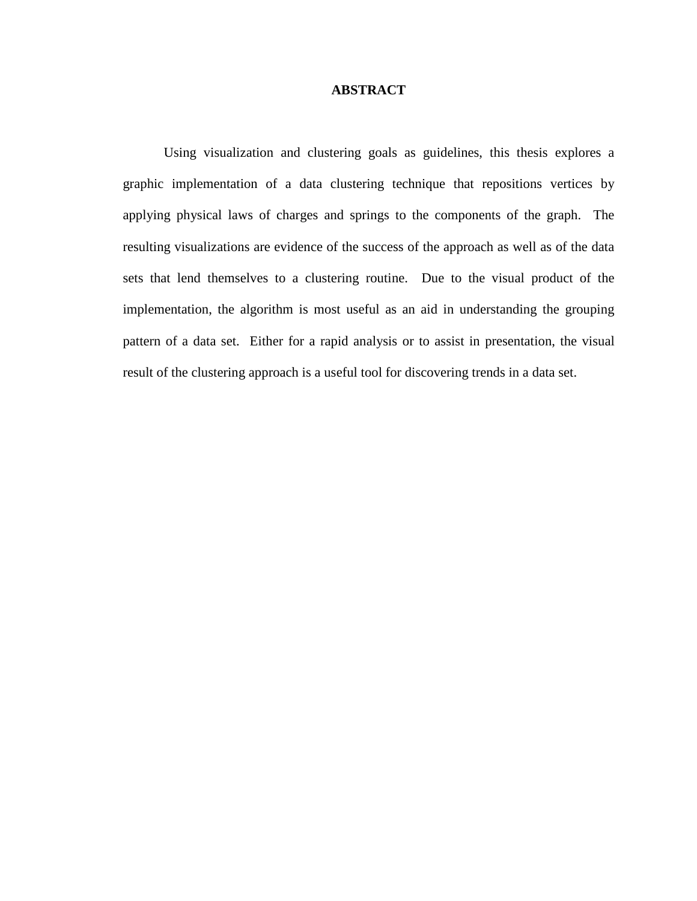# ABSTRACT

Using visualization and clustering goals as guidelines, this thesis explores a graphic implementation of a data clustering technique that repositions vertices by applying physical laws of charges and springs to the components of the graph. The resulting visualizations are evidence of the success of the approach as well as of the data sets that lend themselves to a clustering routine. Due to the visual product of the implementation, the algorithm is most useful as an aid in understanding the grouping pattern of a data set. Either for a rapid analysis or to assist in presentation, the visual result of the clustering approach is a useful tool for discovering trends in a data set.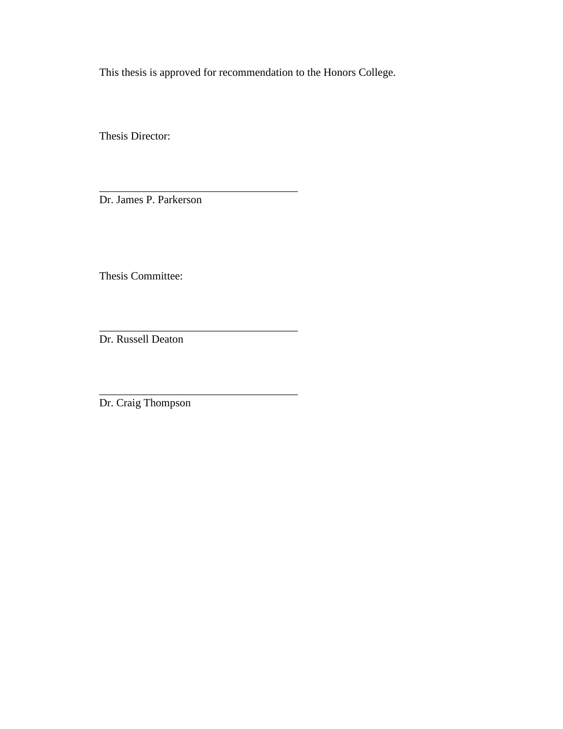This thesis is approved for recommendation to the Honors College.

Thesis Director:

____________________________________
Dr. James P. Parkerson

Thesis Committee:

____________________________________
Dr. Russell Deaton

____________________________________
Dr. Craig Thompson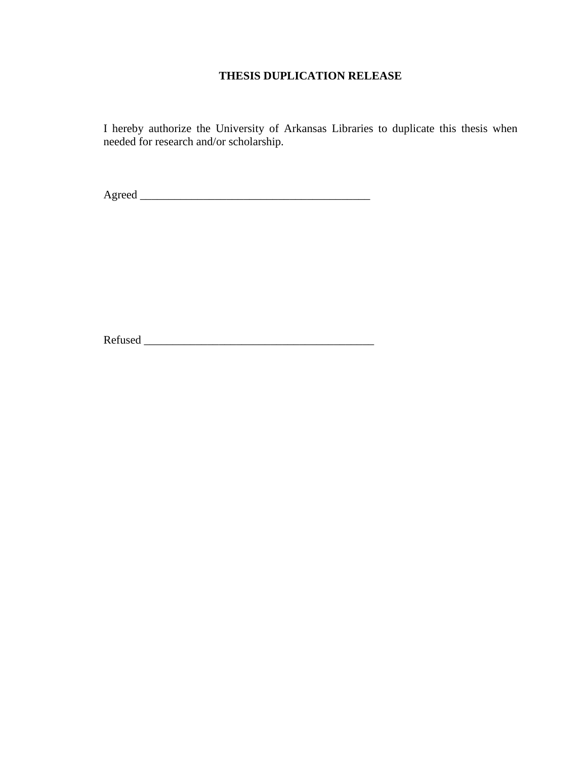**THESIS DUPLICATION RELEASE**

I hereby authorize the University of Arkansas Libraries to duplicate this thesis when needed for research and/or scholarship.

Agreed ________________________________________

Refused ________________________________________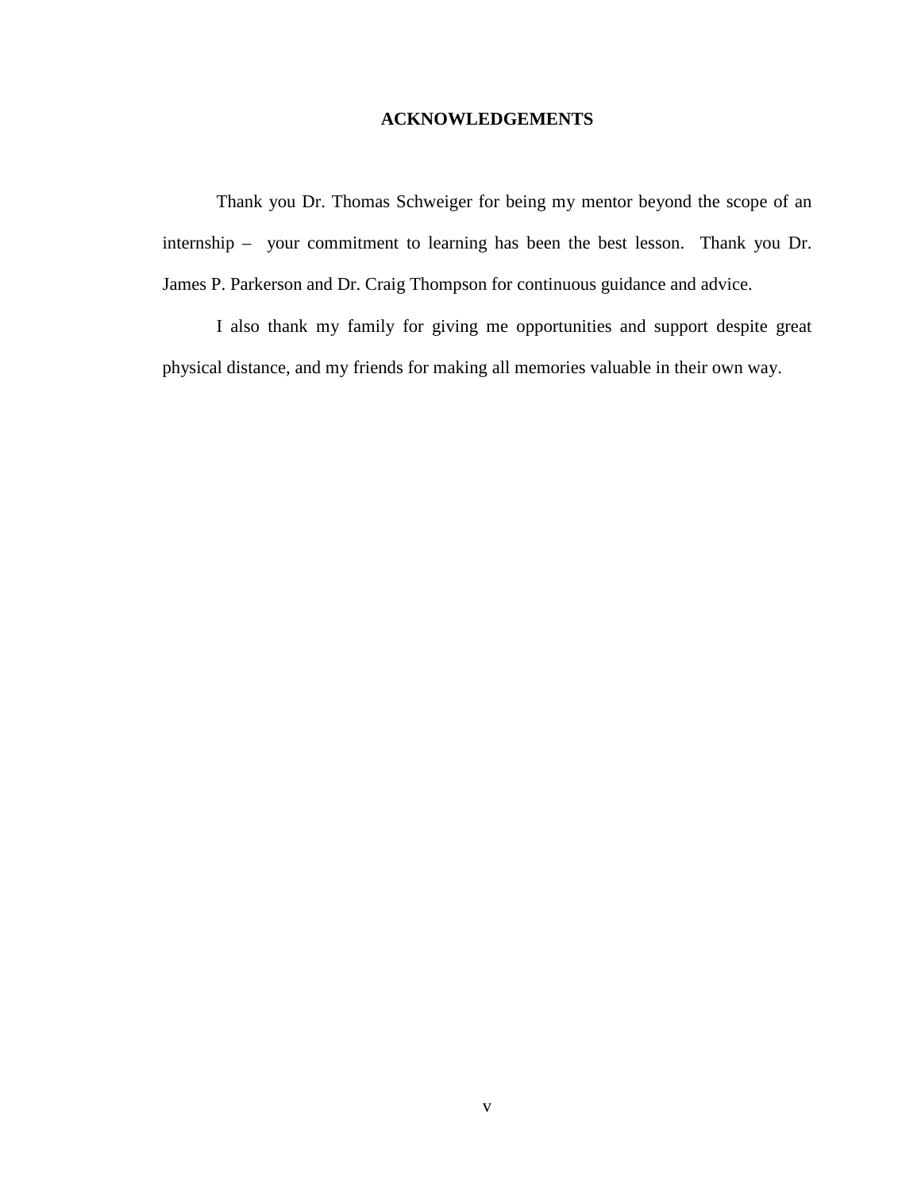## ACKNOWLEDGEMENTS

Thank you Dr. Thomas Schweiger for being my mentor beyond the scope of an internship – your commitment to learning has been the best lesson. Thank you Dr. James P. Parkerson and Dr. Craig Thompson for continuous guidance and advice.

I also thank my family for giving me opportunities and support despite great physical distance, and my friends for making all memories valuable in their own way.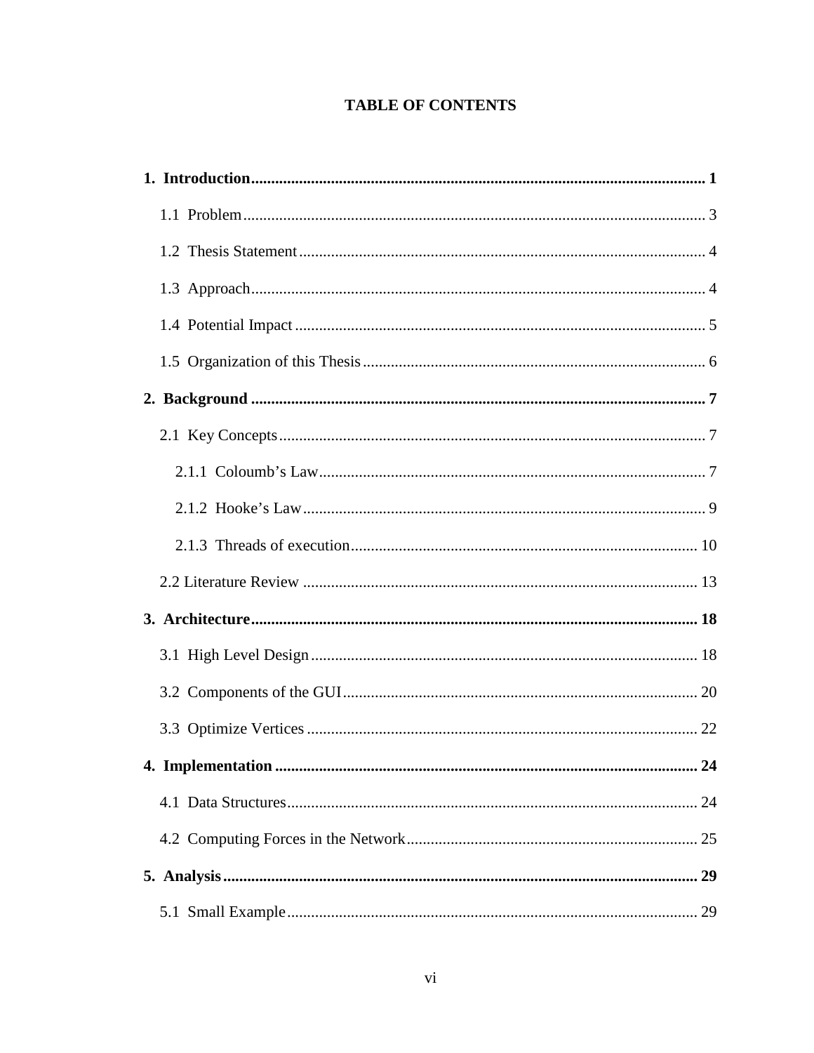# TABLE OF CONTENTS

**1. Introduction** .................................................................................................... **1**

1.1 Problem .................................................................................................... 3

1.2 Thesis Statement .................................................................................................... 4

1.3 Approach .................................................................................................... 4

1.4 Potential Impact .................................................................................................... 5

1.5 Organization of this Thesis .................................................................................................... 6

**2. Background** .................................................................................................... **7**

2.1 Key Concepts .................................................................................................... 7

2.1.1 Coloumb's Law .................................................................................................... 7

2.1.2 Hooke's Law .................................................................................................... 9

2.1.3 Threads of execution .................................................................................................... 10

2.2 Literature Review .................................................................................................... 13

**3. Architecture** .................................................................................................... **18**

3.1 High Level Design .................................................................................................... 18

3.2 Components of the GUI .................................................................................................... 20

3.3 Optimize Vertices .................................................................................................... 22

**4. Implementation** .................................................................................................... **24**

4.1 Data Structures .................................................................................................... 24

4.2 Computing Forces in the Network .................................................................................................... 25

**5. Analysis** .................................................................................................... **29**

5.1 Small Example .................................................................................................... 29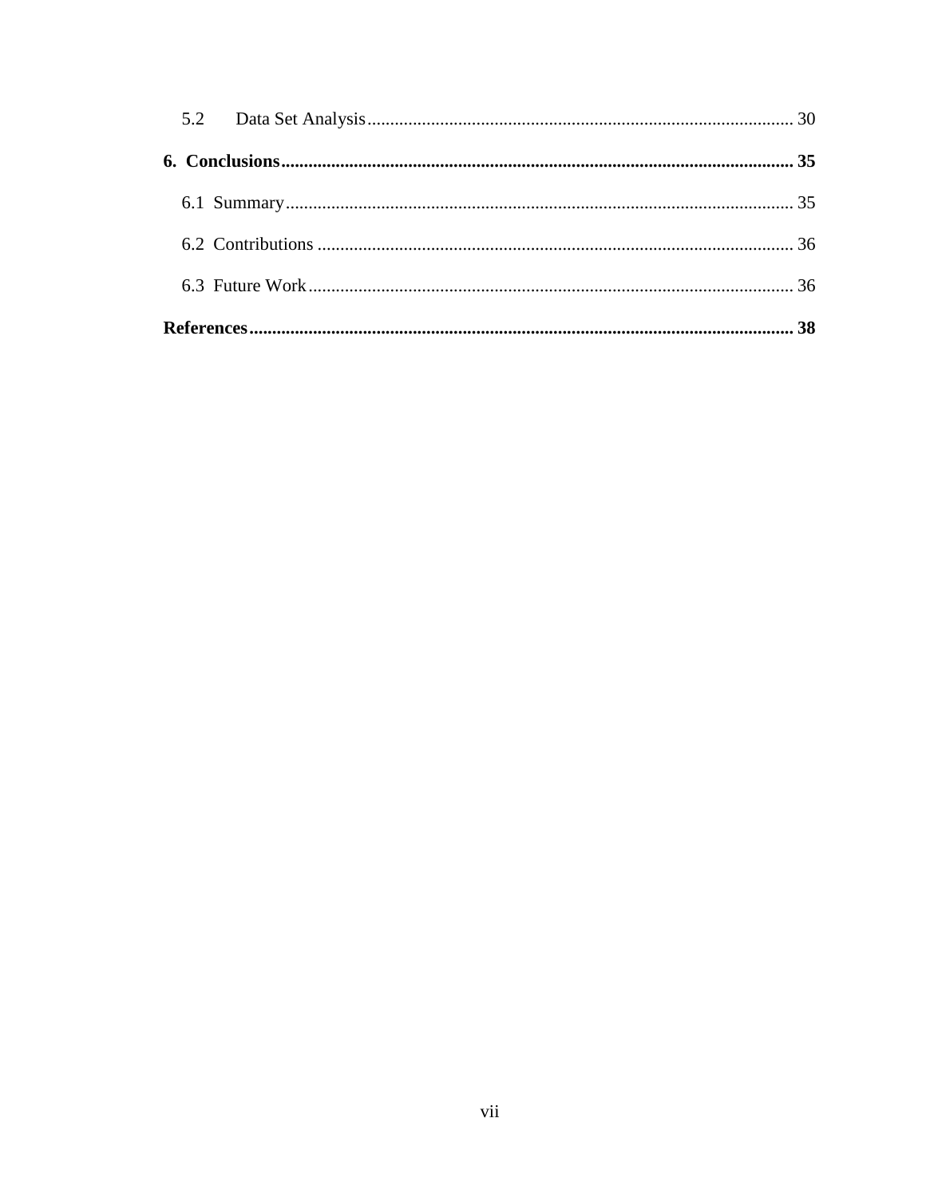5.2 Data Set Analysis ........ 30

**6. Conclusions ........ 35**

6.1 Summary ........ 35

6.2 Contributions ........ 36

6.3 Future Work ........ 36

**References ........ 38**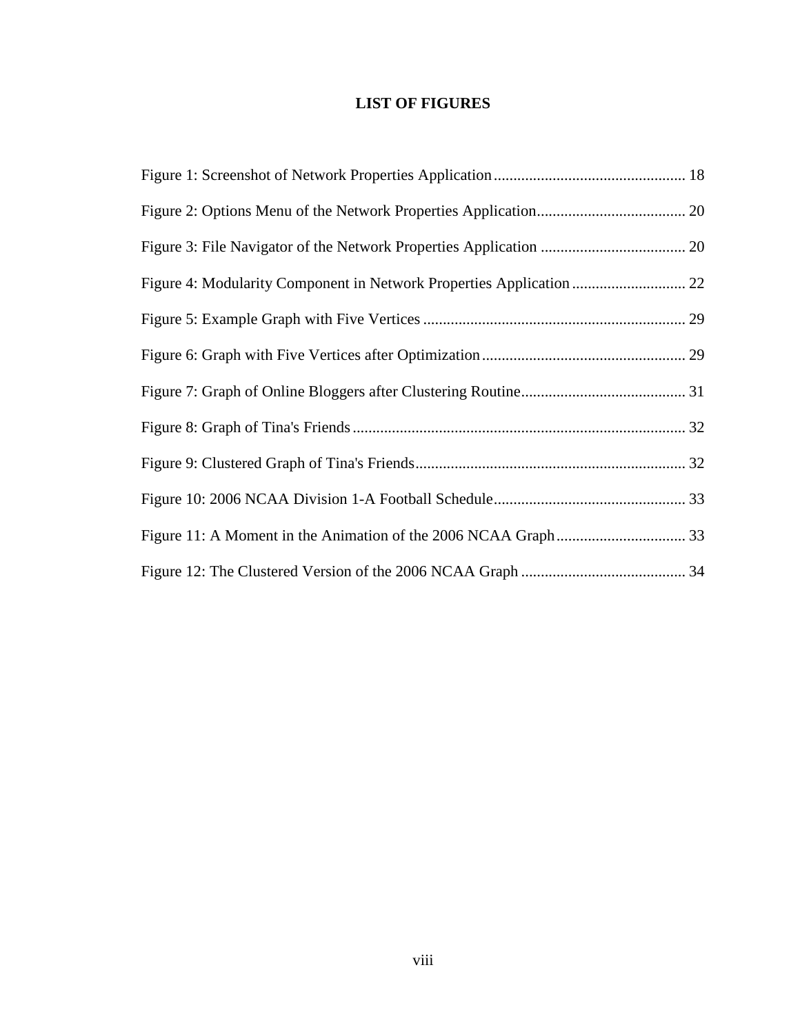# LIST OF FIGURES

Figure 1: Screenshot of Network Properties Application ........................................................ 18

Figure 2: Options Menu of the Network Properties Application........................................ 20

Figure 3: File Navigator of the Network Properties Application ....................................... 20

Figure 4: Modularity Component in Network Properties Application ............................. 22

Figure 5: Example Graph with Five Vertices ..................................................................... 29

Figure 6: Graph with Five Vertices after Optimization..................................................... 29

Figure 7: Graph of Online Bloggers after Clustering Routine........................................... 31

Figure 8: Graph of Tina's Friends ..................................................................................... 32

Figure 9: Clustered Graph of Tina's Friends..................................................................... 32

Figure 10: 2006 NCAA Division 1-A Football Schedule.................................................. 33

Figure 11: A Moment in the Animation of the 2006 NCAA Graph.................................. 33

Figure 12: The Clustered Version of the 2006 NCAA Graph ........................................... 34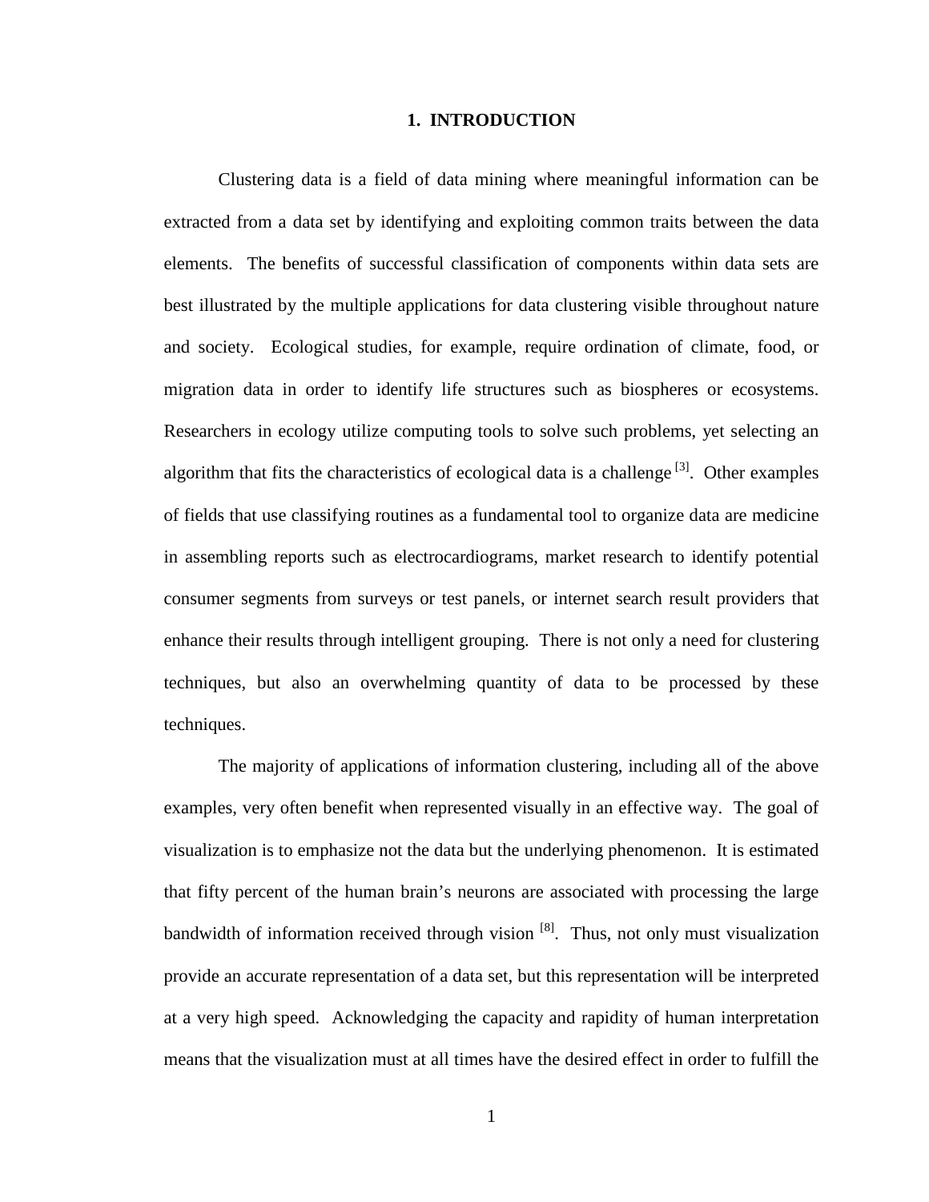# 1. INTRODUCTION

Clustering data is a field of data mining where meaningful information can be extracted from a data set by identifying and exploiting common traits between the data elements. The benefits of successful classification of components within data sets are best illustrated by the multiple applications for data clustering visible throughout nature and society. Ecological studies, for example, require ordination of climate, food, or migration data in order to identify life structures such as biospheres or ecosystems. Researchers in ecology utilize computing tools to solve such problems, yet selecting an algorithm that fits the characteristics of ecological data is a challenge [3]. Other examples of fields that use classifying routines as a fundamental tool to organize data are medicine in assembling reports such as electrocardiograms, market research to identify potential consumer segments from surveys or test panels, or internet search result providers that enhance their results through intelligent grouping. There is not only a need for clustering techniques, but also an overwhelming quantity of data to be processed by these techniques.

The majority of applications of information clustering, including all of the above examples, very often benefit when represented visually in an effective way. The goal of visualization is to emphasize not the data but the underlying phenomenon. It is estimated that fifty percent of the human brain's neurons are associated with processing the large bandwidth of information received through vision [8]. Thus, not only must visualization provide an accurate representation of a data set, but this representation will be interpreted at a very high speed. Acknowledging the capacity and rapidity of human interpretation means that the visualization must at all times have the desired effect in order to fulfill the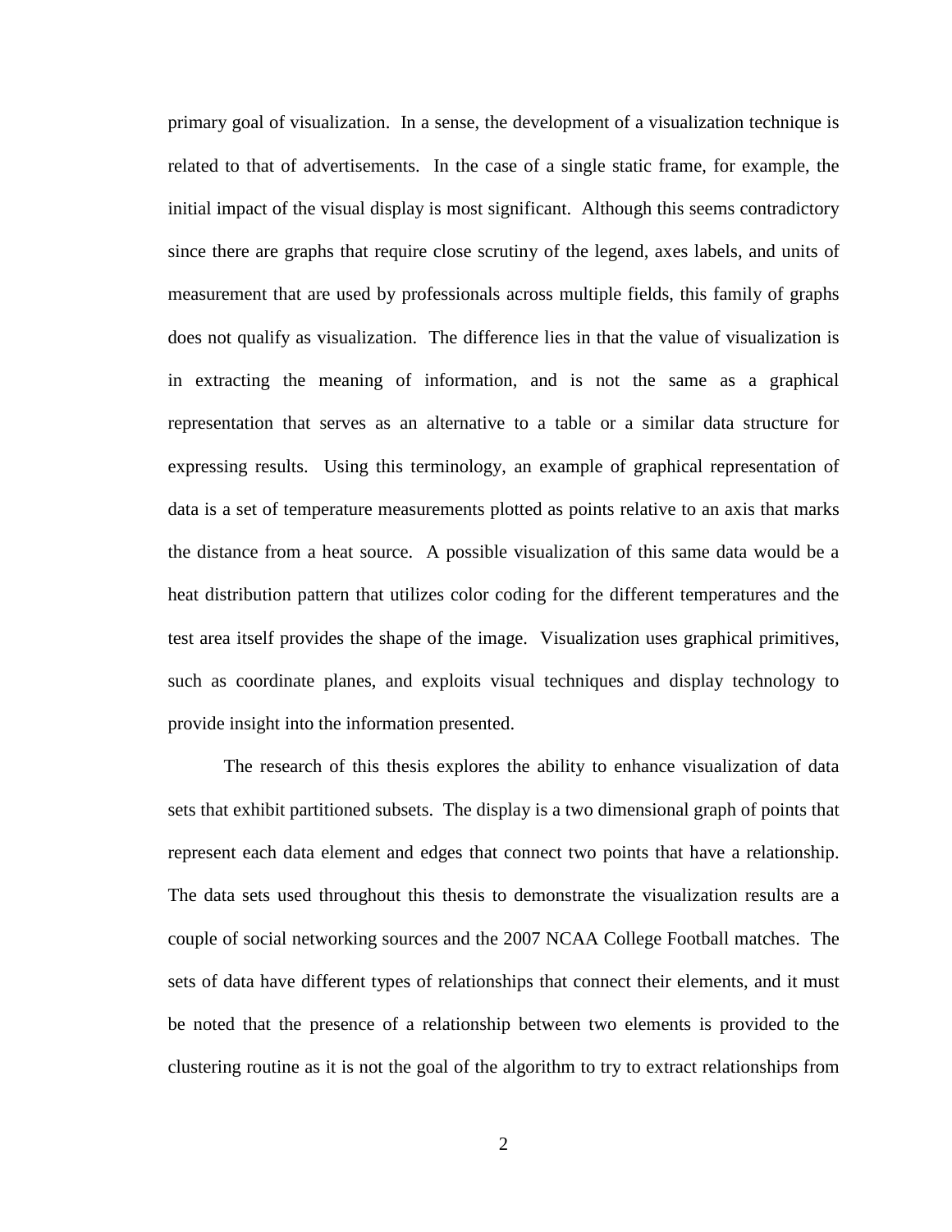primary goal of visualization. In a sense, the development of a visualization technique is related to that of advertisements. In the case of a single static frame, for example, the initial impact of the visual display is most significant. Although this seems contradictory since there are graphs that require close scrutiny of the legend, axes labels, and units of measurement that are used by professionals across multiple fields, this family of graphs does not qualify as visualization. The difference lies in that the value of visualization is in extracting the meaning of information, and is not the same as a graphical representation that serves as an alternative to a table or a similar data structure for expressing results. Using this terminology, an example of graphical representation of data is a set of temperature measurements plotted as points relative to an axis that marks the distance from a heat source. A possible visualization of this same data would be a heat distribution pattern that utilizes color coding for the different temperatures and the test area itself provides the shape of the image. Visualization uses graphical primitives, such as coordinate planes, and exploits visual techniques and display technology to provide insight into the information presented.

The research of this thesis explores the ability to enhance visualization of data sets that exhibit partitioned subsets. The display is a two dimensional graph of points that represent each data element and edges that connect two points that have a relationship. The data sets used throughout this thesis to demonstrate the visualization results are a couple of social networking sources and the 2007 NCAA College Football matches. The sets of data have different types of relationships that connect their elements, and it must be noted that the presence of a relationship between two elements is provided to the clustering routine as it is not the goal of the algorithm to try to extract relationships from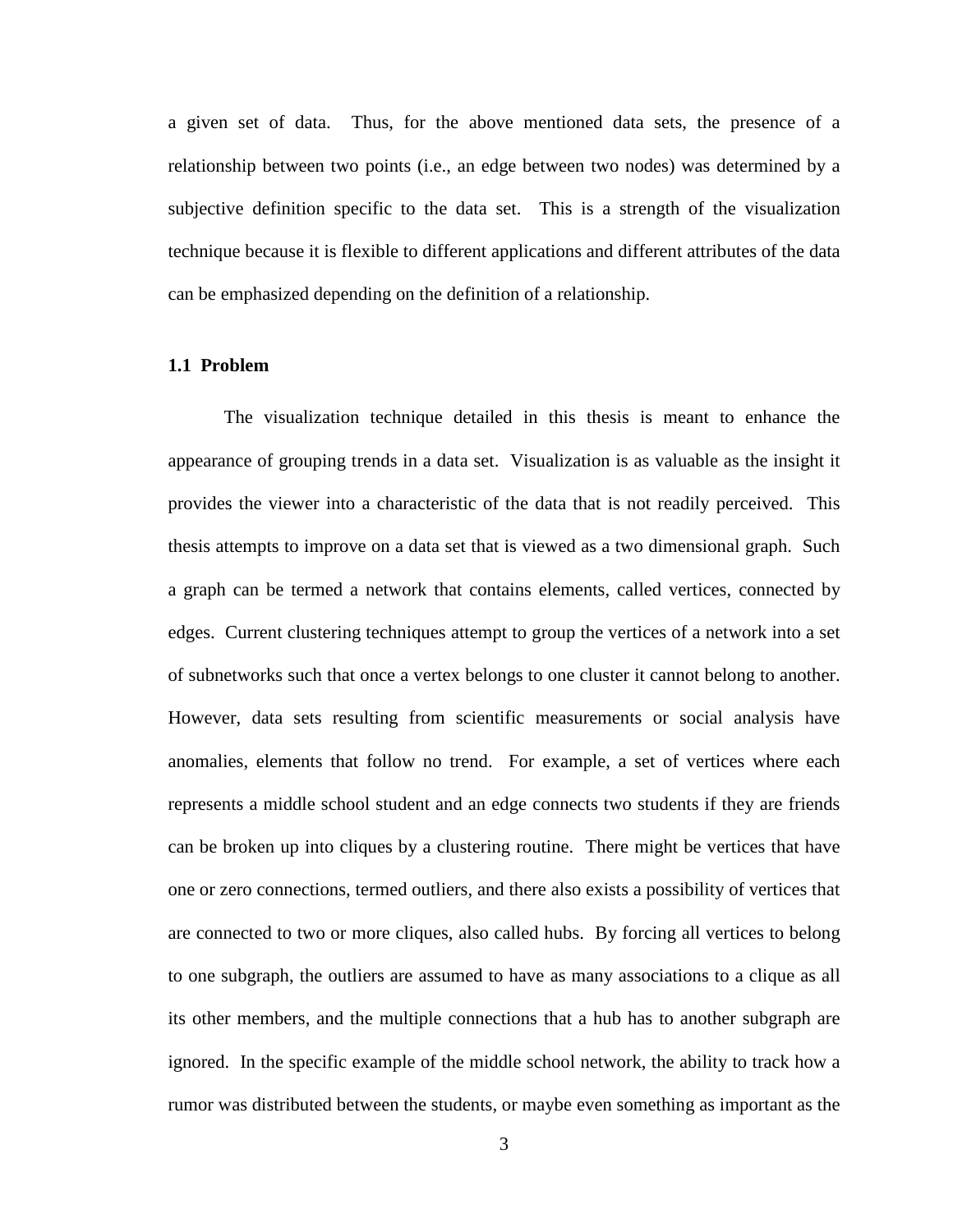a given set of data. Thus, for the above mentioned data sets, the presence of a relationship between two points (i.e., an edge between two nodes) was determined by a subjective definition specific to the data set. This is a strength of the visualization technique because it is flexible to different applications and different attributes of the data can be emphasized depending on the definition of a relationship.

### 1.1 Problem

The visualization technique detailed in this thesis is meant to enhance the appearance of grouping trends in a data set. Visualization is as valuable as the insight it provides the viewer into a characteristic of the data that is not readily perceived. This thesis attempts to improve on a data set that is viewed as a two dimensional graph. Such a graph can be termed a network that contains elements, called vertices, connected by edges. Current clustering techniques attempt to group the vertices of a network into a set of subnetworks such that once a vertex belongs to one cluster it cannot belong to another. However, data sets resulting from scientific measurements or social analysis have anomalies, elements that follow no trend. For example, a set of vertices where each represents a middle school student and an edge connects two students if they are friends can be broken up into cliques by a clustering routine. There might be vertices that have one or zero connections, termed outliers, and there also exists a possibility of vertices that are connected to two or more cliques, also called hubs. By forcing all vertices to belong to one subgraph, the outliers are assumed to have as many associations to a clique as all its other members, and the multiple connections that a hub has to another subgraph are ignored. In the specific example of the middle school network, the ability to track how a rumor was distributed between the students, or maybe even something as important as the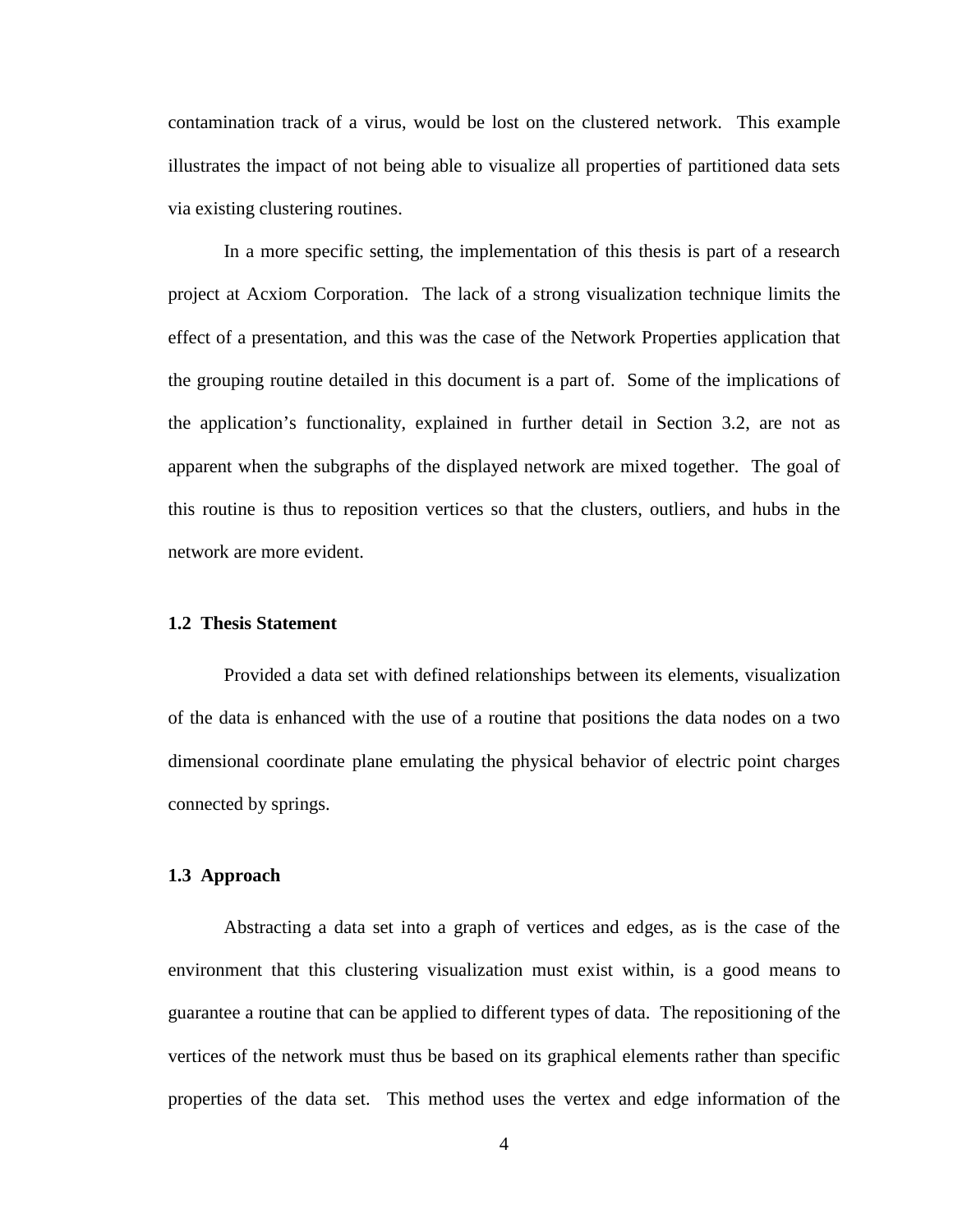contamination track of a virus, would be lost on the clustered network. This example illustrates the impact of not being able to visualize all properties of partitioned data sets via existing clustering routines.

In a more specific setting, the implementation of this thesis is part of a research project at Acxiom Corporation. The lack of a strong visualization technique limits the effect of a presentation, and this was the case of the Network Properties application that the grouping routine detailed in this document is a part of. Some of the implications of the application's functionality, explained in further detail in Section 3.2, are not as apparent when the subgraphs of the displayed network are mixed together. The goal of this routine is thus to reposition vertices so that the clusters, outliers, and hubs in the network are more evident.

### 1.2 Thesis Statement

Provided a data set with defined relationships between its elements, visualization of the data is enhanced with the use of a routine that positions the data nodes on a two dimensional coordinate plane emulating the physical behavior of electric point charges connected by springs.

### 1.3 Approach

Abstracting a data set into a graph of vertices and edges, as is the case of the environment that this clustering visualization must exist within, is a good means to guarantee a routine that can be applied to different types of data. The repositioning of the vertices of the network must thus be based on its graphical elements rather than specific properties of the data set. This method uses the vertex and edge information of the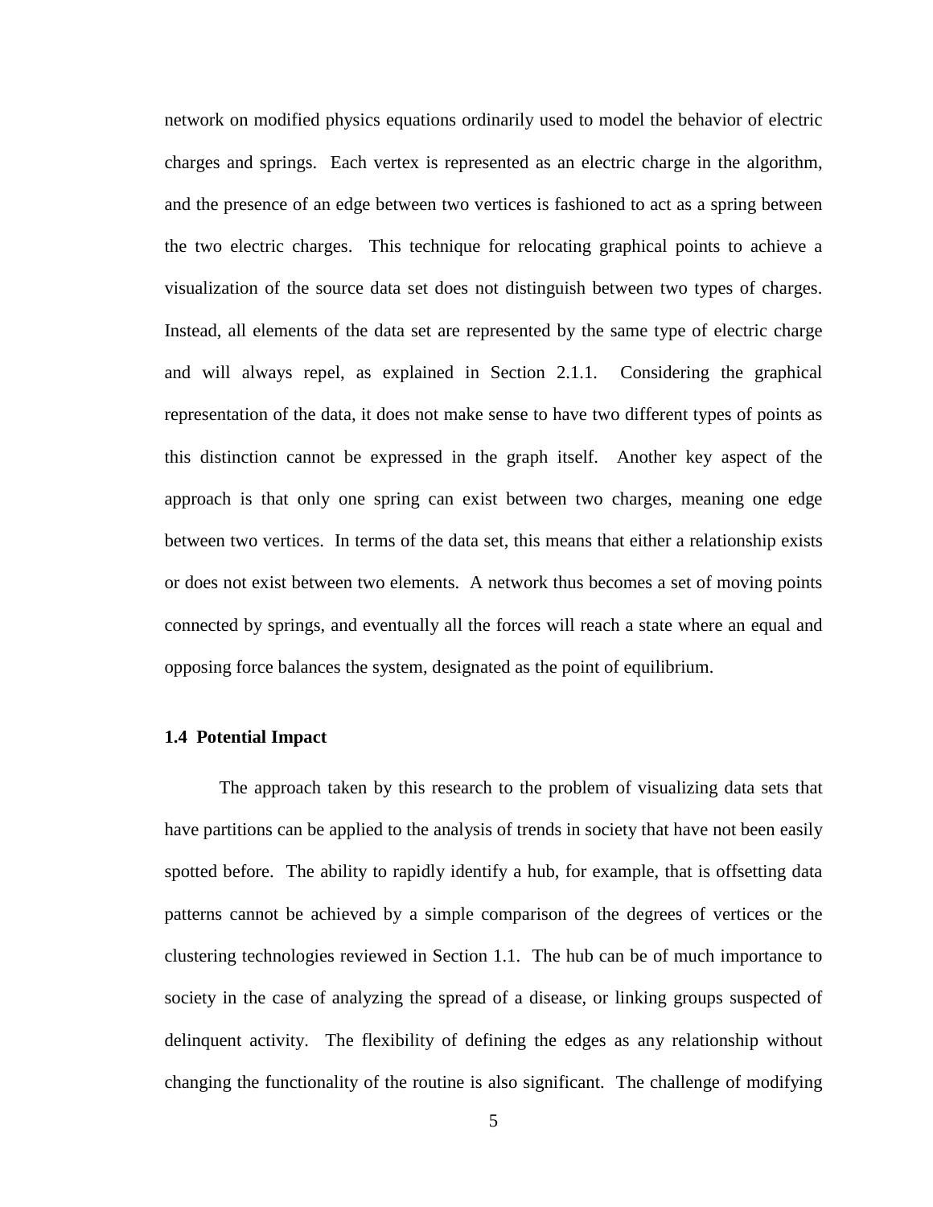network on modified physics equations ordinarily used to model the behavior of electric charges and springs. Each vertex is represented as an electric charge in the algorithm, and the presence of an edge between two vertices is fashioned to act as a spring between the two electric charges. This technique for relocating graphical points to achieve a visualization of the source data set does not distinguish between two types of charges. Instead, all elements of the data set are represented by the same type of electric charge and will always repel, as explained in Section 2.1.1. Considering the graphical representation of the data, it does not make sense to have two different types of points as this distinction cannot be expressed in the graph itself. Another key aspect of the approach is that only one spring can exist between two charges, meaning one edge between two vertices. In terms of the data set, this means that either a relationship exists or does not exist between two elements. A network thus becomes a set of moving points connected by springs, and eventually all the forces will reach a state where an equal and opposing force balances the system, designated as the point of equilibrium.

### 1.4 Potential Impact

The approach taken by this research to the problem of visualizing data sets that have partitions can be applied to the analysis of trends in society that have not been easily spotted before. The ability to rapidly identify a hub, for example, that is offsetting data patterns cannot be achieved by a simple comparison of the degrees of vertices or the clustering technologies reviewed in Section 1.1. The hub can be of much importance to society in the case of analyzing the spread of a disease, or linking groups suspected of delinquent activity. The flexibility of defining the edges as any relationship without changing the functionality of the routine is also significant. The challenge of modifying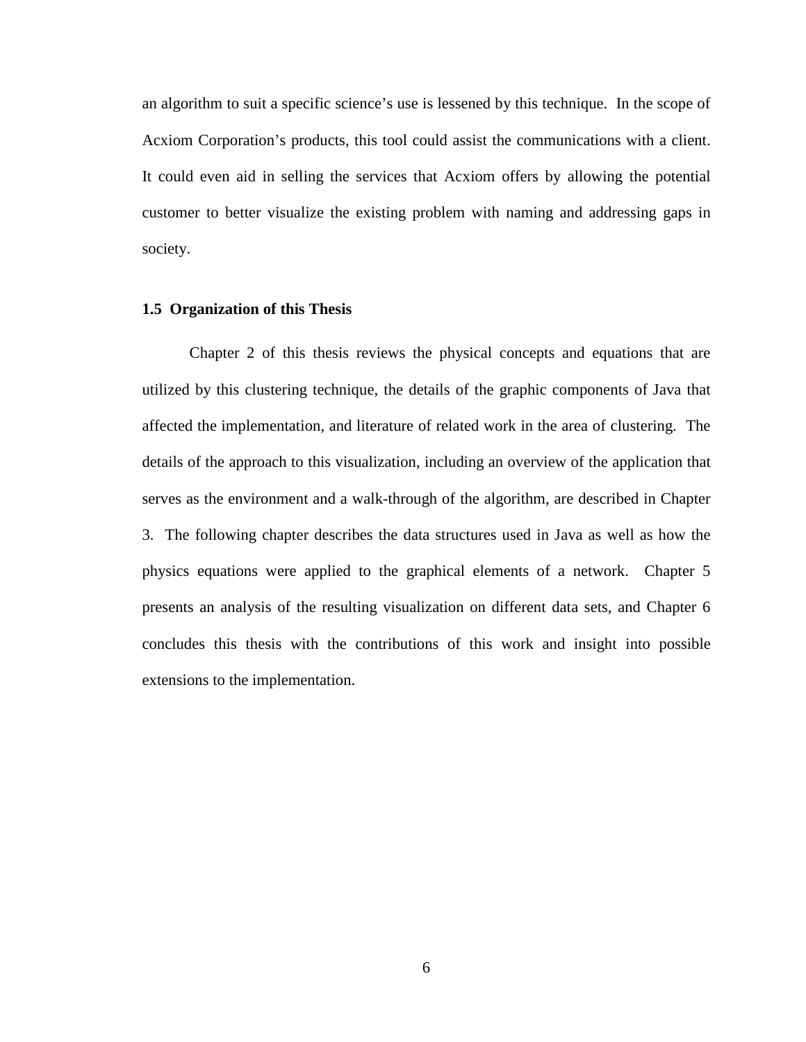an algorithm to suit a specific science's use is lessened by this technique. In the scope of Acxiom Corporation's products, this tool could assist the communications with a client. It could even aid in selling the services that Acxiom offers by allowing the potential customer to better visualize the existing problem with naming and addressing gaps in society.

### 1.5 Organization of this Thesis

Chapter 2 of this thesis reviews the physical concepts and equations that are utilized by this clustering technique, the details of the graphic components of Java that affected the implementation, and literature of related work in the area of clustering. The details of the approach to this visualization, including an overview of the application that serves as the environment and a walk-through of the algorithm, are described in Chapter 3. The following chapter describes the data structures used in Java as well as how the physics equations were applied to the graphical elements of a network. Chapter 5 presents an analysis of the resulting visualization on different data sets, and Chapter 6 concludes this thesis with the contributions of this work and insight into possible extensions to the implementation.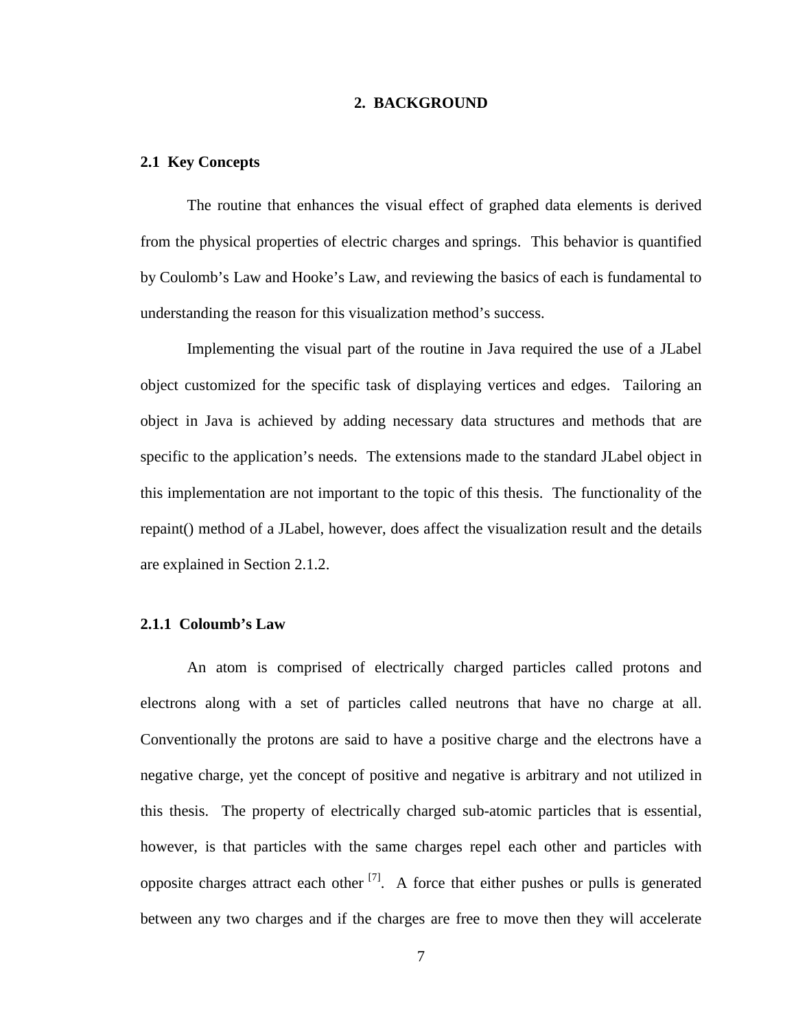# 2. BACKGROUND

## 2.1 Key Concepts

The routine that enhances the visual effect of graphed data elements is derived from the physical properties of electric charges and springs. This behavior is quantified by Coulomb's Law and Hooke's Law, and reviewing the basics of each is fundamental to understanding the reason for this visualization method's success.

Implementing the visual part of the routine in Java required the use of a JLabel object customized for the specific task of displaying vertices and edges. Tailoring an object in Java is achieved by adding necessary data structures and methods that are specific to the application's needs. The extensions made to the standard JLabel object in this implementation are not important to the topic of this thesis. The functionality of the repaint() method of a JLabel, however, does affect the visualization result and the details are explained in Section 2.1.2.

### 2.1.1 Coloumb's Law

An atom is comprised of electrically charged particles called protons and electrons along with a set of particles called neutrons that have no charge at all. Conventionally the protons are said to have a positive charge and the electrons have a negative charge, yet the concept of positive and negative is arbitrary and not utilized in this thesis. The property of electrically charged sub-atomic particles that is essential, however, is that particles with the same charges repel each other and particles with opposite charges attract each other [7]. A force that either pushes or pulls is generated between any two charges and if the charges are free to move then they will accelerate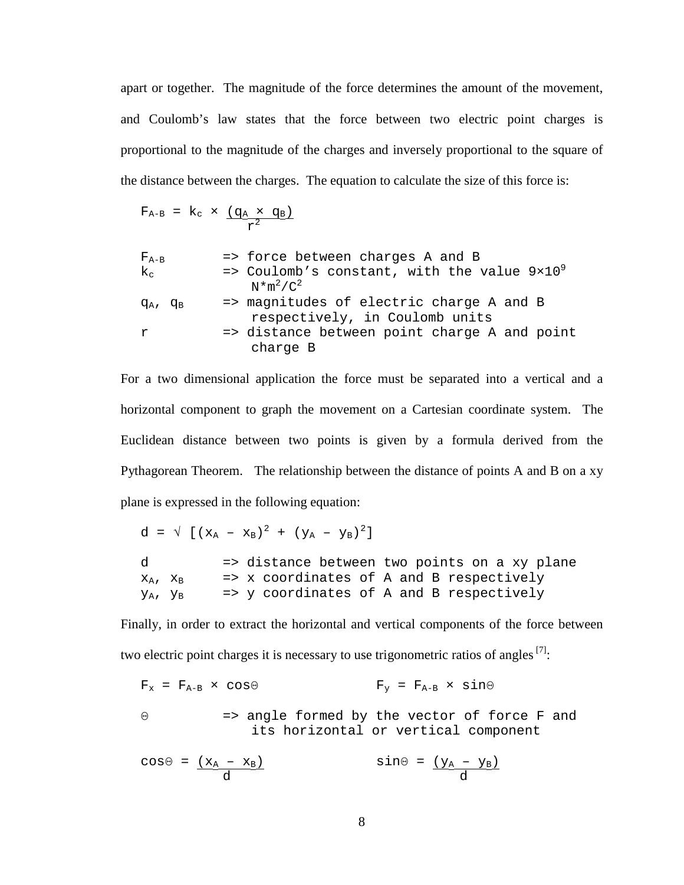apart or together. The magnitude of the force determines the amount of the movement, and Coulomb's law states that the force between two electric point charges is proportional to the magnitude of the charges and inversely proportional to the square of the distance between the charges. The equation to calculate the size of this force is:

$$F_{A-B} = k_c \times \frac{(q_A \times q_B)}{r^2}$$

$F_{A-B}$ => force between charges A and B

$k_c$ => Coulomb's constant, with the value $9\times10^9$ $N*m^2/C^2$

$q_A$, $q_B$ => magnitudes of electric charge A and B respectively, in Coulomb units

$r$ => distance between point charge A and point charge B

For a two dimensional application the force must be separated into a vertical and a horizontal component to graph the movement on a Cartesian coordinate system. The Euclidean distance between two points is given by a formula derived from the Pythagorean Theorem. The relationship between the distance of points A and B on a xy plane is expressed in the following equation:

$$d = \sqrt{[(x_A - x_B)^2 + (y_A - y_B)^2]}$$

$d$ => distance between two points on a xy plane

$x_A$, $x_B$ => x coordinates of A and B respectively

$y_A$, $y_B$ => y coordinates of A and B respectively

Finally, in order to extract the horizontal and vertical components of the force between two electric point charges it is necessary to use trigonometric ratios of angles [7]:

$$F_x = F_{A-B} \times \cos\Theta \qquad F_y = F_{A-B} \times \sin\Theta$$

$\Theta$ => angle formed by the vector of force F and its horizontal or vertical component

$$\cos\Theta = \frac{(x_A - x_B)}{d} \qquad \sin\Theta = \frac{(y_A - y_B)}{d}$$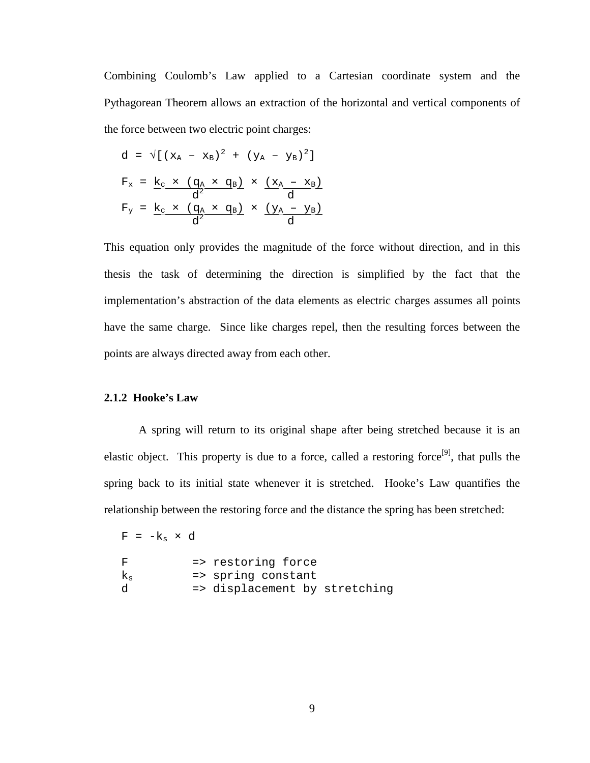Combining Coulomb's Law applied to a Cartesian coordinate system and the Pythagorean Theorem allows an extraction of the horizontal and vertical components of the force between two electric point charges:

$$d = \sqrt{(x_A - x_B)^2 + (y_A - y_B)^2}$$

$$F_x = \frac{k_c \times (q_A \times q_B)}{d^2} \times \frac{(x_A - x_B)}{d}$$

$$F_y = \frac{k_c \times (q_A \times q_B)}{d^2} \times \frac{(y_A - y_B)}{d}$$

This equation only provides the magnitude of the force without direction, and in this thesis the task of determining the direction is simplified by the fact that the implementation's abstraction of the data elements as electric charges assumes all points have the same charge. Since like charges repel, then the resulting forces between the points are always directed away from each other.

### 2.1.2 Hooke's Law

A spring will return to its original shape after being stretched because it is an elastic object. This property is due to a force, called a restoring force[9], that pulls the spring back to its initial state whenever it is stretched. Hooke's Law quantifies the relationship between the restoring force and the distance the spring has been stretched:

$$F = -k_s \times d$$

$F$ => restoring force
$k_s$ => spring constant
$d$ => displacement by stretching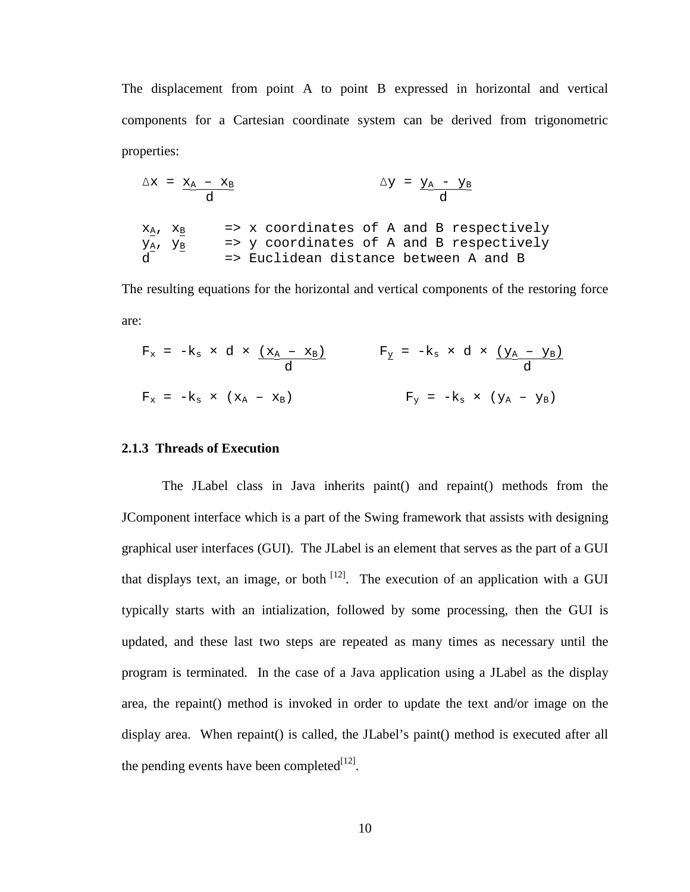The displacement from point A to point B expressed in horizontal and vertical components for a Cartesian coordinate system can be derived from trigonometric properties:

$$\Delta x = \frac{x_A - x_B}{d} \qquad \Delta y = \frac{y_A - y_B}{d}$$

$x_A$, $x_B$ => x coordinates of A and B respectively
$y_A$, $y_B$ => y coordinates of A and B respectively
$d$ => Euclidean distance between A and B

The resulting equations for the horizontal and vertical components of the restoring force are:

$$F_x = -k_s \times d \times \frac{(x_A - x_B)}{d} \qquad F_y = -k_s \times d \times \frac{(y_A - y_B)}{d}$$

$$F_x = -k_s \times (x_A - x_B) \qquad F_y = -k_s \times (y_A - y_B)$$

### 2.1.3 Threads of Execution

The JLabel class in Java inherits paint() and repaint() methods from the JComponent interface which is a part of the Swing framework that assists with designing graphical user interfaces (GUI). The JLabel is an element that serves as the part of a GUI that displays text, an image, or both [12]. The execution of an application with a GUI typically starts with an intialization, followed by some processing, then the GUI is updated, and these last two steps are repeated as many times as necessary until the program is terminated. In the case of a Java application using a JLabel as the display area, the repaint() method is invoked in order to update the text and/or image on the display area. When repaint() is called, the JLabel's paint() method is executed after all the pending events have been completed[12].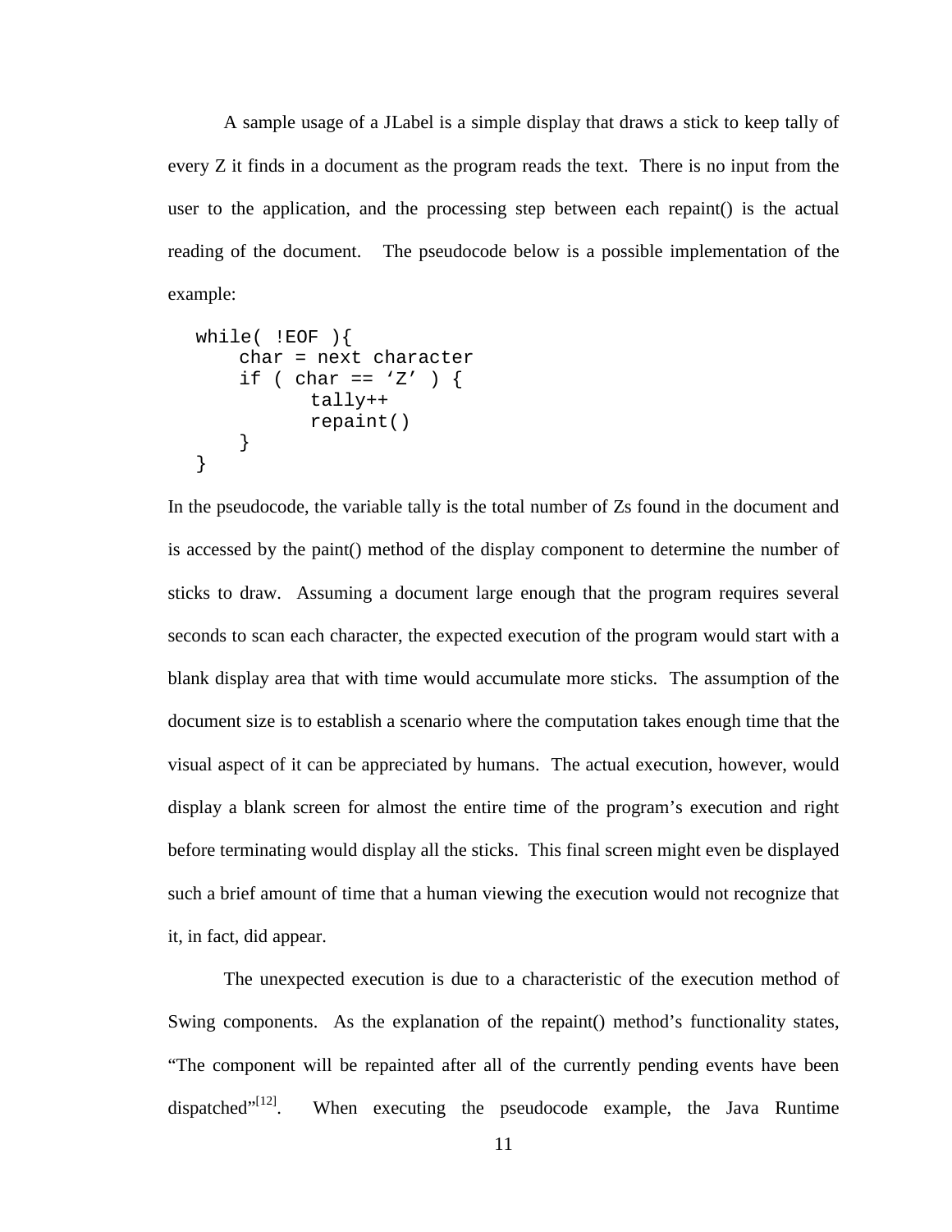A sample usage of a JLabel is a simple display that draws a stick to keep tally of every Z it finds in a document as the program reads the text. There is no input from the user to the application, and the processing step between each repaint() is the actual reading of the document. The pseudocode below is a possible implementation of the example:

```
while( !EOF ){
    char = next character
    if ( char == 'Z' ) {
          tally++
          repaint()
    }
}
```

In the pseudocode, the variable tally is the total number of Zs found in the document and is accessed by the paint() method of the display component to determine the number of sticks to draw. Assuming a document large enough that the program requires several seconds to scan each character, the expected execution of the program would start with a blank display area that with time would accumulate more sticks. The assumption of the document size is to establish a scenario where the computation takes enough time that the visual aspect of it can be appreciated by humans. The actual execution, however, would display a blank screen for almost the entire time of the program's execution and right before terminating would display all the sticks. This final screen might even be displayed such a brief amount of time that a human viewing the execution would not recognize that it, in fact, did appear.

The unexpected execution is due to a characteristic of the execution method of Swing components. As the explanation of the repaint() method's functionality states, "The component will be repainted after all of the currently pending events have been dispatched"[12]. When executing the pseudocode example, the Java Runtime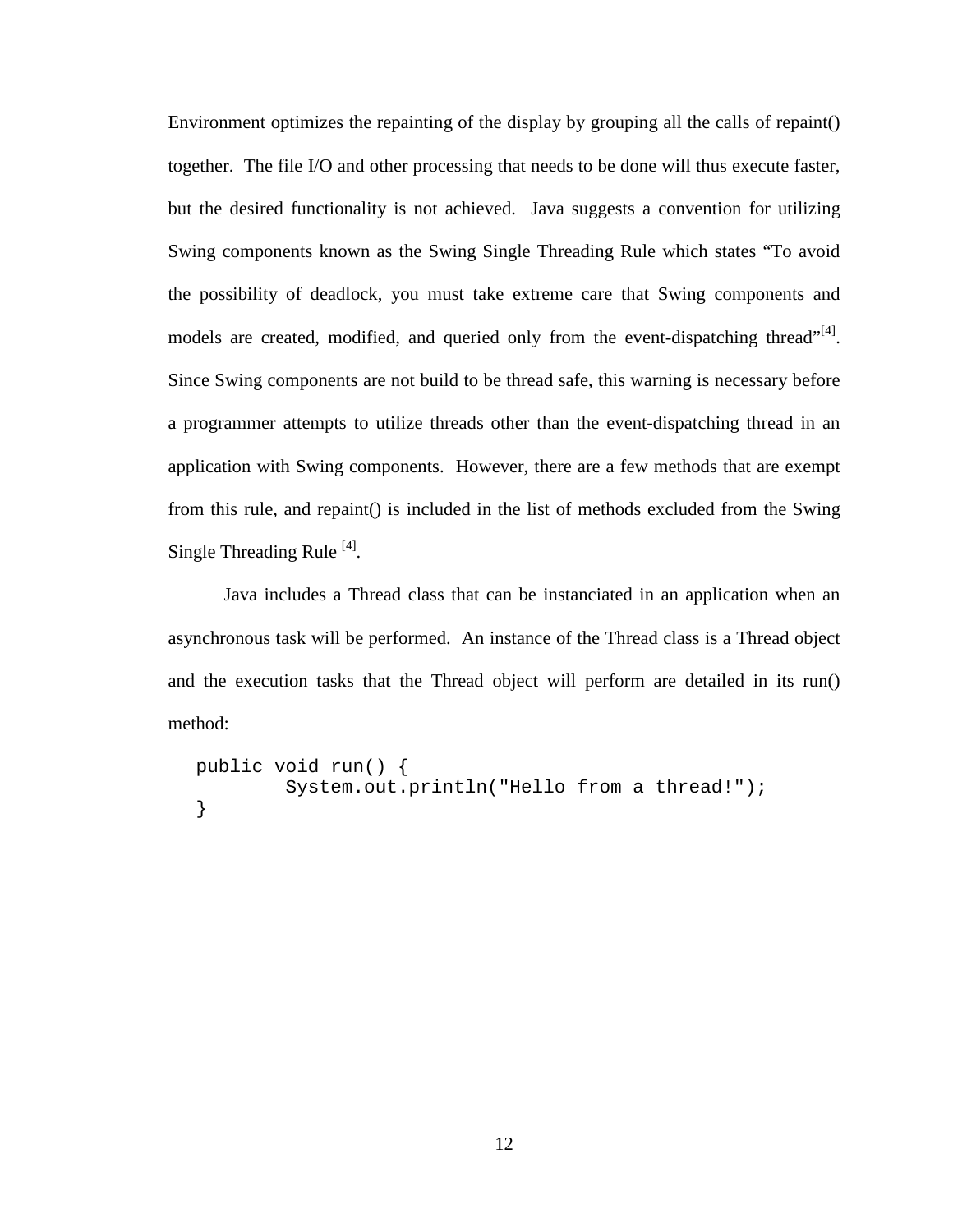Environment optimizes the repainting of the display by grouping all the calls of repaint() together. The file I/O and other processing that needs to be done will thus execute faster, but the desired functionality is not achieved. Java suggests a convention for utilizing Swing components known as the Swing Single Threading Rule which states "To avoid the possibility of deadlock, you must take extreme care that Swing components and models are created, modified, and queried only from the event-dispatching thread"[4]. Since Swing components are not build to be thread safe, this warning is necessary before a programmer attempts to utilize threads other than the event-dispatching thread in an application with Swing components. However, there are a few methods that are exempt from this rule, and repaint() is included in the list of methods excluded from the Swing Single Threading Rule [4].

Java includes a Thread class that can be instanciated in an application when an asynchronous task will be performed. An instance of the Thread class is a Thread object and the execution tasks that the Thread object will perform are detailed in its run() method:

```
public void run() {
        System.out.println("Hello from a thread!");
}
```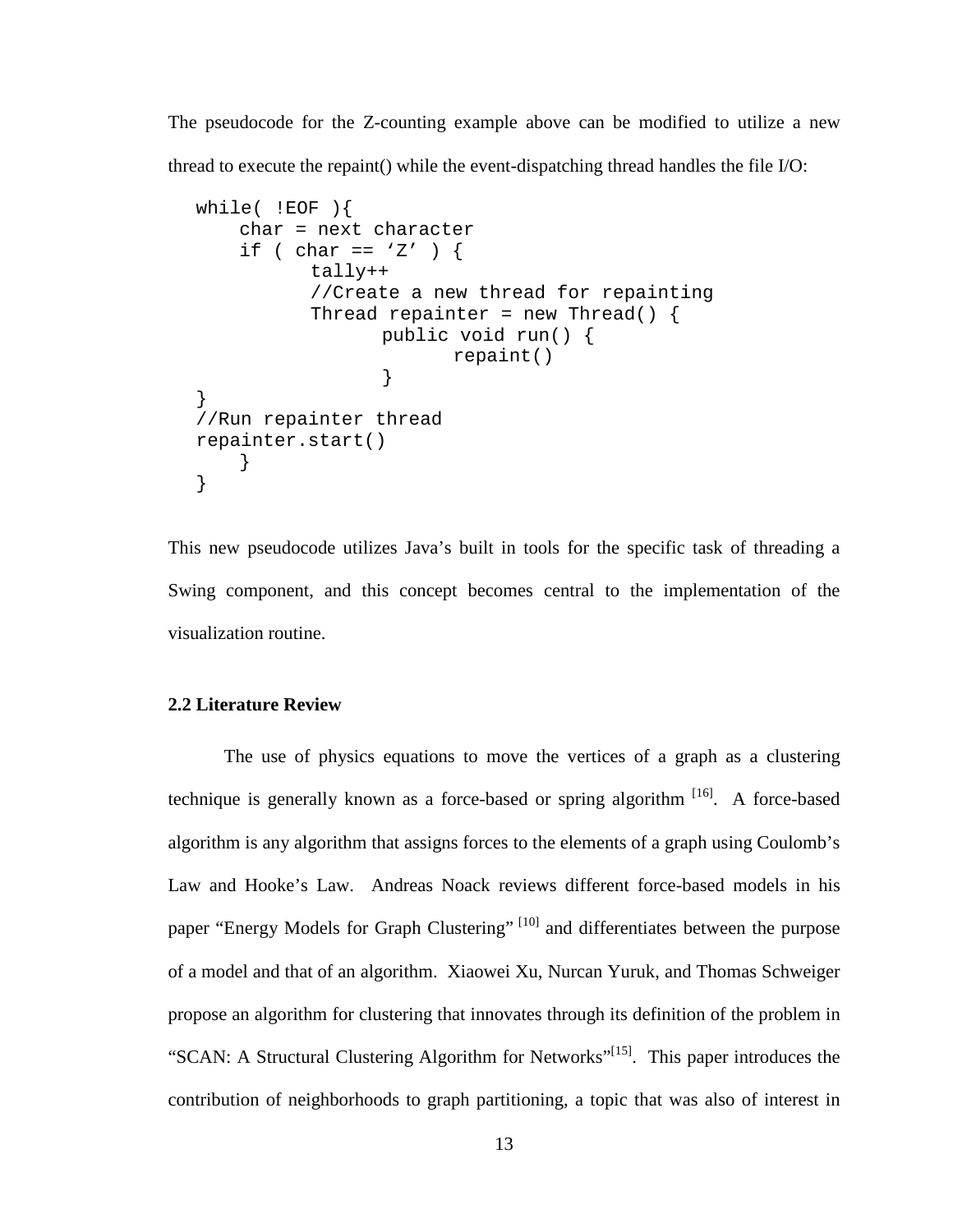The pseudocode for the Z-counting example above can be modified to utilize a new thread to execute the repaint() while the event-dispatching thread handles the file I/O:

```
while( !EOF ){
    char = next character
    if ( char == ‘Z’ ) {
          tally++
          //Create a new thread for repainting
          Thread repainter = new Thread() {
                public void run() {
                      repaint()
                }
}
//Run repainter thread
repainter.start()
    }
}
```

This new pseudocode utilizes Java’s built in tools for the specific task of threading a Swing component, and this concept becomes central to the implementation of the visualization routine.

### 2.2 Literature Review

The use of physics equations to move the vertices of a graph as a clustering technique is generally known as a force-based or spring algorithm [16]. A force-based algorithm is any algorithm that assigns forces to the elements of a graph using Coulomb’s Law and Hooke’s Law. Andreas Noack reviews different force-based models in his paper “Energy Models for Graph Clustering” [10] and differentiates between the purpose of a model and that of an algorithm. Xiaowei Xu, Nurcan Yuruk, and Thomas Schweiger propose an algorithm for clustering that innovates through its definition of the problem in “SCAN: A Structural Clustering Algorithm for Networks”[15]. This paper introduces the contribution of neighborhoods to graph partitioning, a topic that was also of interest in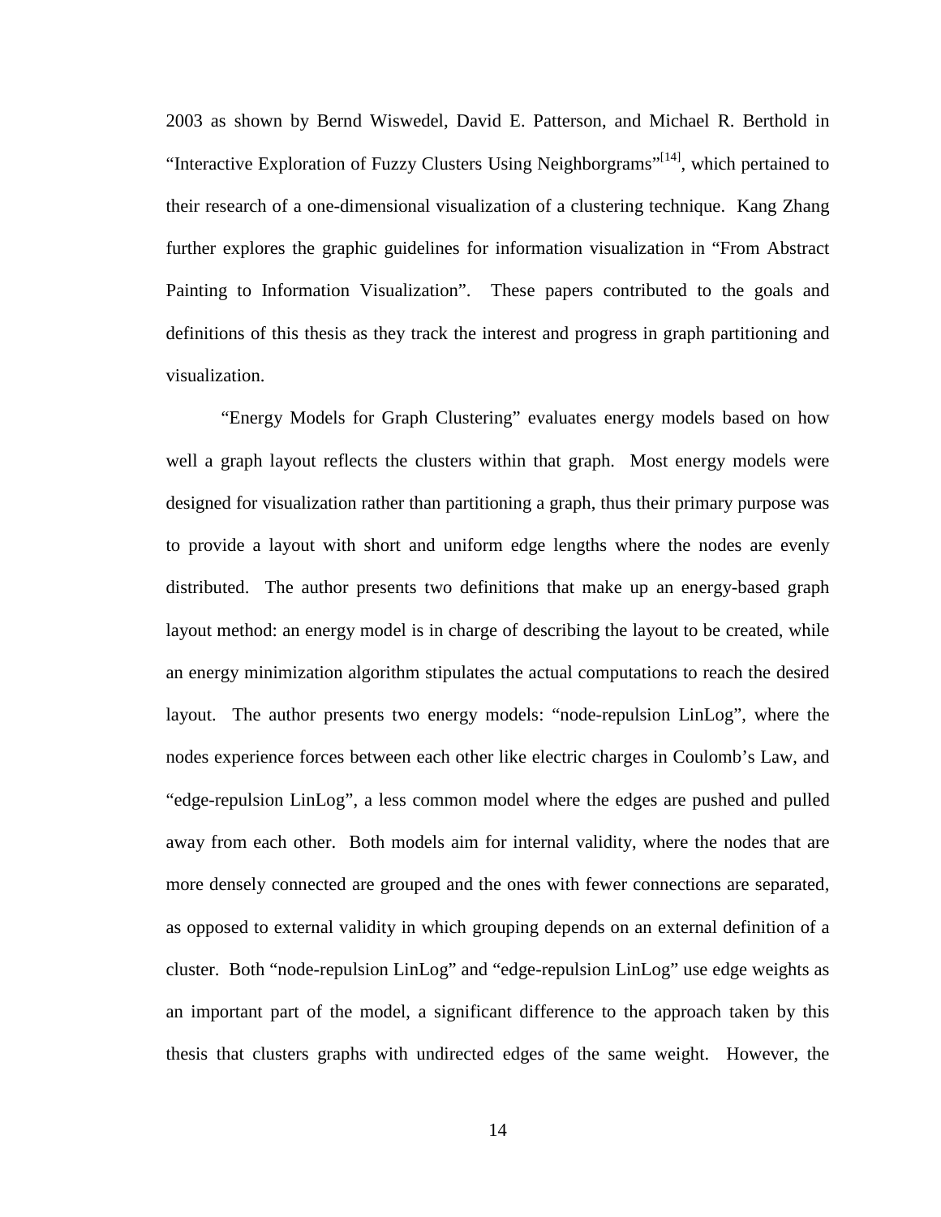2003 as shown by Bernd Wiswedel, David E. Patterson, and Michael R. Berthold in "Interactive Exploration of Fuzzy Clusters Using Neighborgrams"[14], which pertained to their research of a one-dimensional visualization of a clustering technique. Kang Zhang further explores the graphic guidelines for information visualization in "From Abstract Painting to Information Visualization". These papers contributed to the goals and definitions of this thesis as they track the interest and progress in graph partitioning and visualization.

"Energy Models for Graph Clustering" evaluates energy models based on how well a graph layout reflects the clusters within that graph. Most energy models were designed for visualization rather than partitioning a graph, thus their primary purpose was to provide a layout with short and uniform edge lengths where the nodes are evenly distributed. The author presents two definitions that make up an energy-based graph layout method: an energy model is in charge of describing the layout to be created, while an energy minimization algorithm stipulates the actual computations to reach the desired layout. The author presents two energy models: "node-repulsion LinLog", where the nodes experience forces between each other like electric charges in Coulomb's Law, and "edge-repulsion LinLog", a less common model where the edges are pushed and pulled away from each other. Both models aim for internal validity, where the nodes that are more densely connected are grouped and the ones with fewer connections are separated, as opposed to external validity in which grouping depends on an external definition of a cluster. Both "node-repulsion LinLog" and "edge-repulsion LinLog" use edge weights as an important part of the model, a significant difference to the approach taken by this thesis that clusters graphs with undirected edges of the same weight. However, the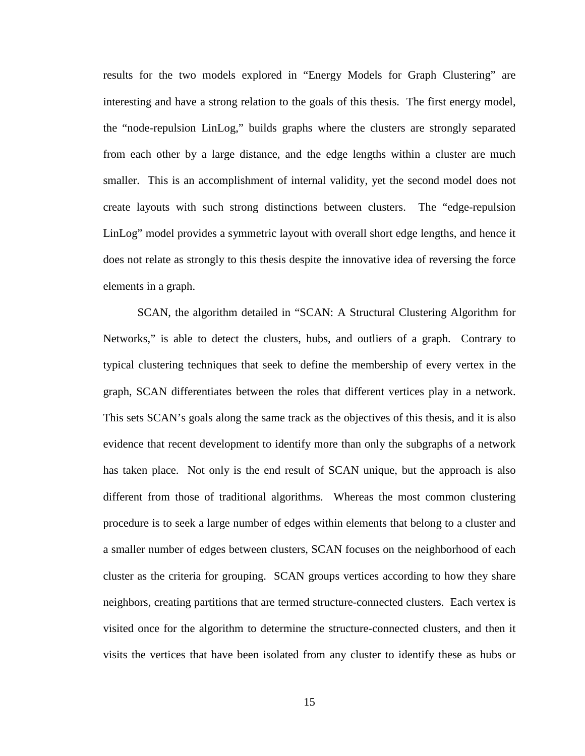results for the two models explored in "Energy Models for Graph Clustering" are interesting and have a strong relation to the goals of this thesis. The first energy model, the "node-repulsion LinLog," builds graphs where the clusters are strongly separated from each other by a large distance, and the edge lengths within a cluster are much smaller. This is an accomplishment of internal validity, yet the second model does not create layouts with such strong distinctions between clusters. The "edge-repulsion LinLog" model provides a symmetric layout with overall short edge lengths, and hence it does not relate as strongly to this thesis despite the innovative idea of reversing the force elements in a graph.

SCAN, the algorithm detailed in "SCAN: A Structural Clustering Algorithm for Networks," is able to detect the clusters, hubs, and outliers of a graph. Contrary to typical clustering techniques that seek to define the membership of every vertex in the graph, SCAN differentiates between the roles that different vertices play in a network. This sets SCAN's goals along the same track as the objectives of this thesis, and it is also evidence that recent development to identify more than only the subgraphs of a network has taken place. Not only is the end result of SCAN unique, but the approach is also different from those of traditional algorithms. Whereas the most common clustering procedure is to seek a large number of edges within elements that belong to a cluster and a smaller number of edges between clusters, SCAN focuses on the neighborhood of each cluster as the criteria for grouping. SCAN groups vertices according to how they share neighbors, creating partitions that are termed structure-connected clusters. Each vertex is visited once for the algorithm to determine the structure-connected clusters, and then it visits the vertices that have been isolated from any cluster to identify these as hubs or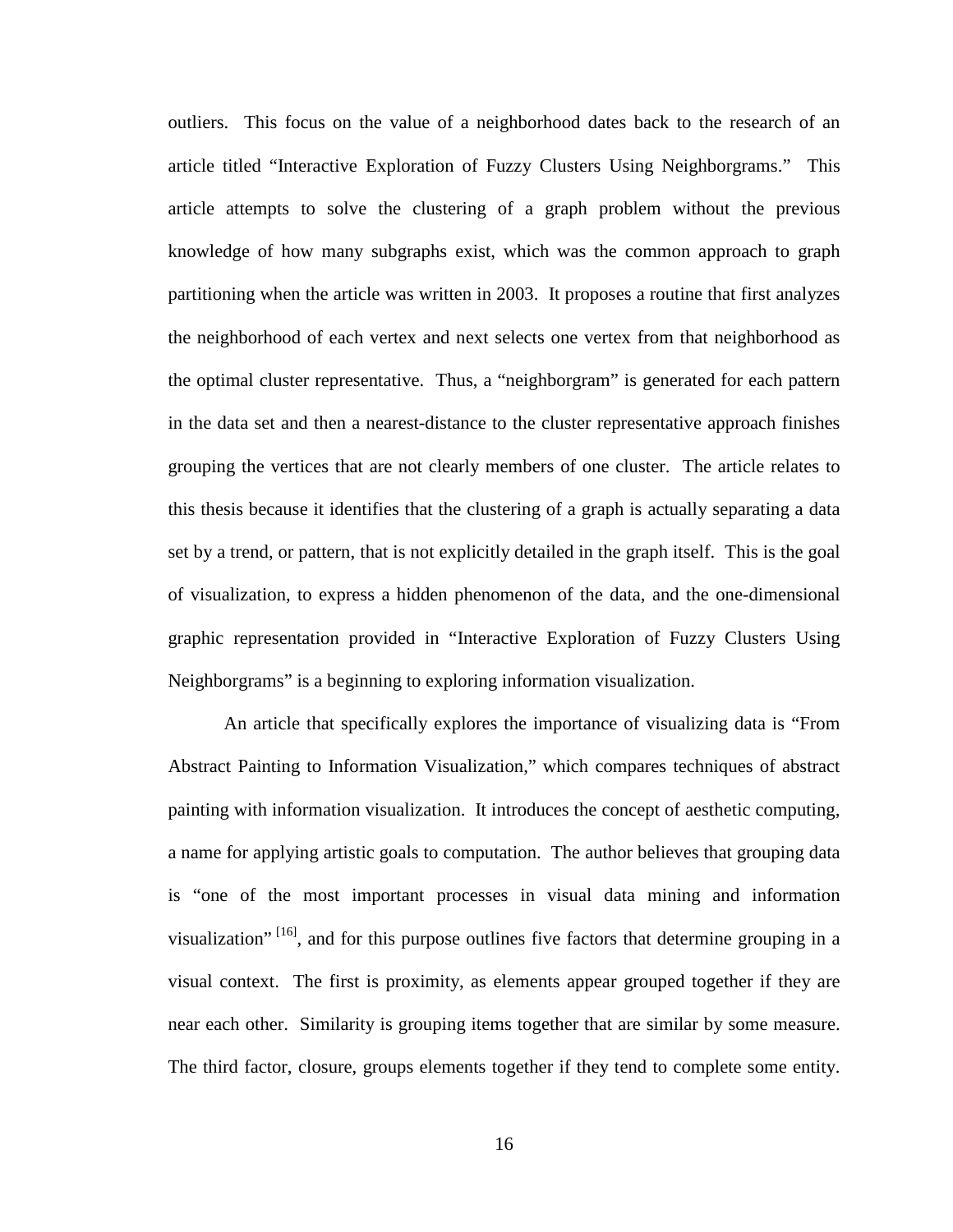outliers. This focus on the value of a neighborhood dates back to the research of an article titled "Interactive Exploration of Fuzzy Clusters Using Neighborgrams." This article attempts to solve the clustering of a graph problem without the previous knowledge of how many subgraphs exist, which was the common approach to graph partitioning when the article was written in 2003. It proposes a routine that first analyzes the neighborhood of each vertex and next selects one vertex from that neighborhood as the optimal cluster representative. Thus, a "neighborgram" is generated for each pattern in the data set and then a nearest-distance to the cluster representative approach finishes grouping the vertices that are not clearly members of one cluster. The article relates to this thesis because it identifies that the clustering of a graph is actually separating a data set by a trend, or pattern, that is not explicitly detailed in the graph itself. This is the goal of visualization, to express a hidden phenomenon of the data, and the one-dimensional graphic representation provided in "Interactive Exploration of Fuzzy Clusters Using Neighborgrams" is a beginning to exploring information visualization.

An article that specifically explores the importance of visualizing data is "From Abstract Painting to Information Visualization," which compares techniques of abstract painting with information visualization. It introduces the concept of aesthetic computing, a name for applying artistic goals to computation. The author believes that grouping data is "one of the most important processes in visual data mining and information visualization" [16], and for this purpose outlines five factors that determine grouping in a visual context. The first is proximity, as elements appear grouped together if they are near each other. Similarity is grouping items together that are similar by some measure. The third factor, closure, groups elements together if they tend to complete some entity.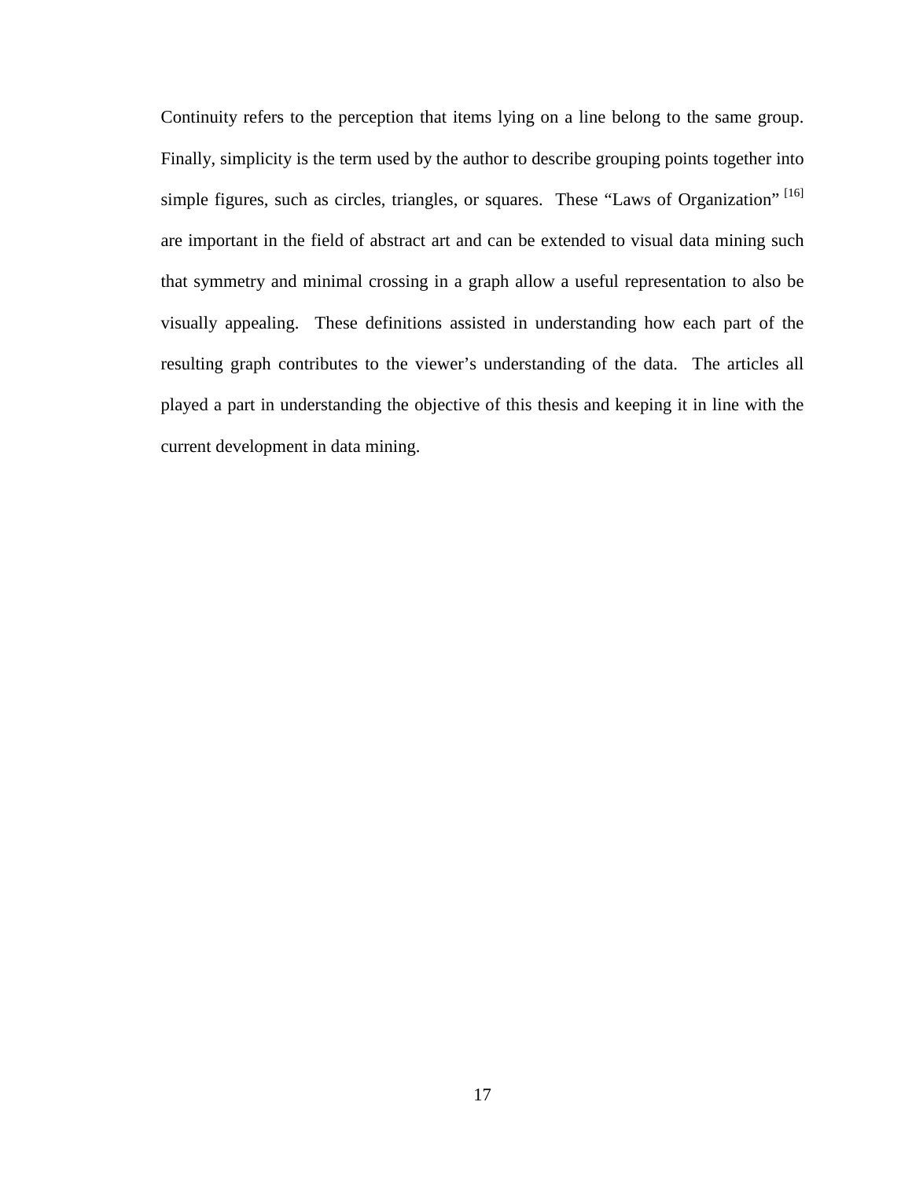Continuity refers to the perception that items lying on a line belong to the same group. Finally, simplicity is the term used by the author to describe grouping points together into simple figures, such as circles, triangles, or squares. These "Laws of Organization" [16] are important in the field of abstract art and can be extended to visual data mining such that symmetry and minimal crossing in a graph allow a useful representation to also be visually appealing. These definitions assisted in understanding how each part of the resulting graph contributes to the viewer's understanding of the data. The articles all played a part in understanding the objective of this thesis and keeping it in line with the current development in data mining.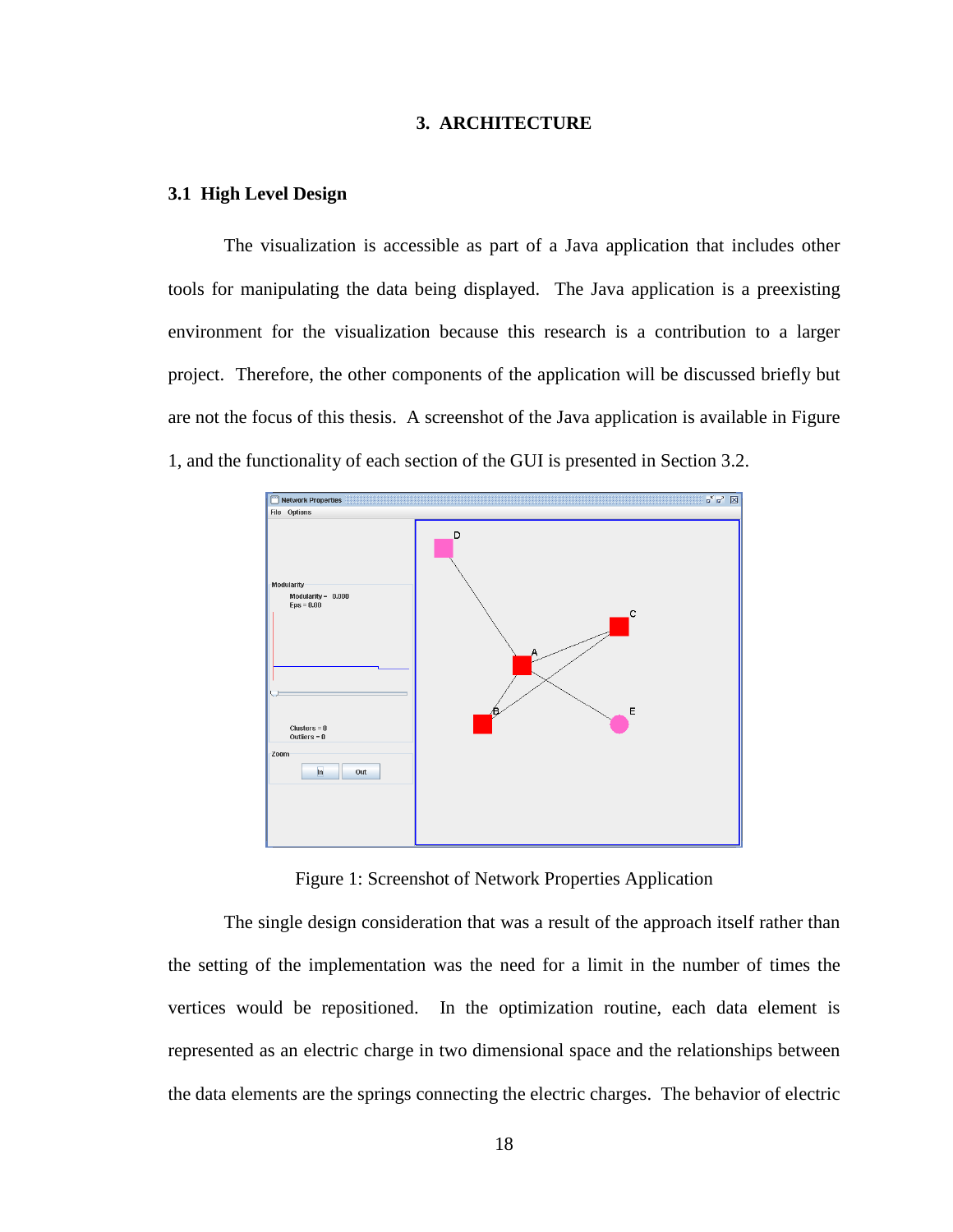# 3. ARCHITECTURE

## 3.1 High Level Design

The visualization is accessible as part of a Java application that includes other tools for manipulating the data being displayed. The Java application is a preexisting environment for the visualization because this research is a contribution to a larger project. Therefore, the other components of the application will be discussed briefly but are not the focus of this thesis. A screenshot of the Java application is available in Figure 1, and the functionality of each section of the GUI is presented in Section 3.2.

Figure 1: Screenshot of Network Properties Application

The single design consideration that was a result of the approach itself rather than the setting of the implementation was the need for a limit in the number of times the vertices would be repositioned. In the optimization routine, each data element is represented as an electric charge in two dimensional space and the relationships between the data elements are the springs connecting the electric charges. The behavior of electric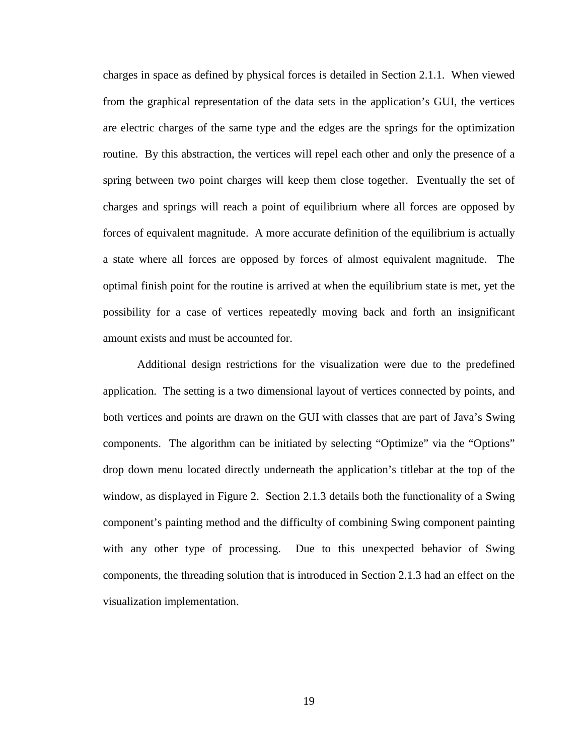charges in space as defined by physical forces is detailed in Section 2.1.1. When viewed from the graphical representation of the data sets in the application's GUI, the vertices are electric charges of the same type and the edges are the springs for the optimization routine. By this abstraction, the vertices will repel each other and only the presence of a spring between two point charges will keep them close together. Eventually the set of charges and springs will reach a point of equilibrium where all forces are opposed by forces of equivalent magnitude. A more accurate definition of the equilibrium is actually a state where all forces are opposed by forces of almost equivalent magnitude. The optimal finish point for the routine is arrived at when the equilibrium state is met, yet the possibility for a case of vertices repeatedly moving back and forth an insignificant amount exists and must be accounted for.

Additional design restrictions for the visualization were due to the predefined application. The setting is a two dimensional layout of vertices connected by points, and both vertices and points are drawn on the GUI with classes that are part of Java's Swing components. The algorithm can be initiated by selecting "Optimize" via the "Options" drop down menu located directly underneath the application's titlebar at the top of the window, as displayed in Figure 2. Section 2.1.3 details both the functionality of a Swing component's painting method and the difficulty of combining Swing component painting with any other type of processing. Due to this unexpected behavior of Swing components, the threading solution that is introduced in Section 2.1.3 had an effect on the visualization implementation.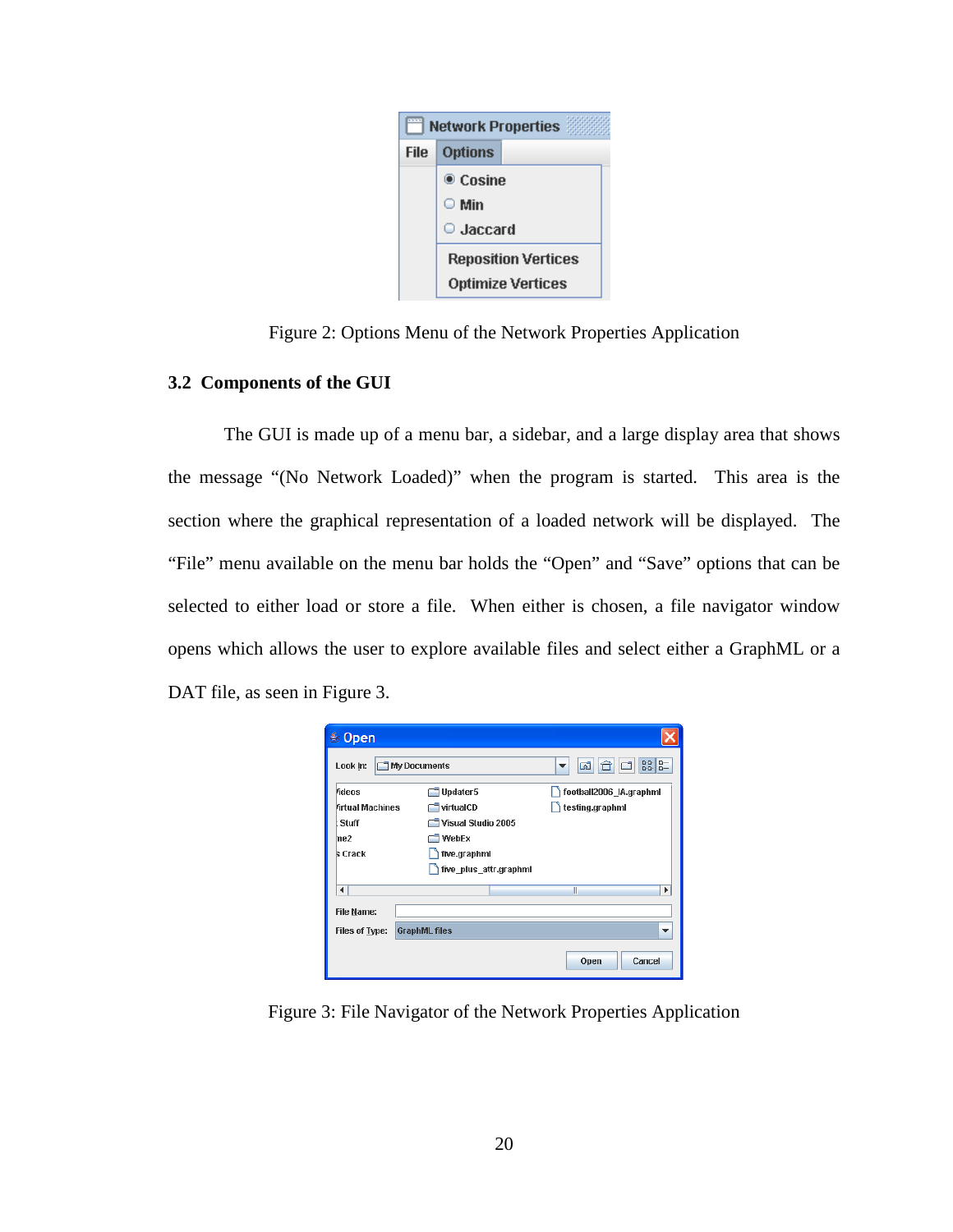Figure 2: Options Menu of the Network Properties Application

### 3.2 Components of the GUI

The GUI is made up of a menu bar, a sidebar, and a large display area that shows the message "(No Network Loaded)" when the program is started. This area is the section where the graphical representation of a loaded network will be displayed. The "File" menu available on the menu bar holds the "Open" and "Save" options that can be selected to either load or store a file. When either is chosen, a file navigator window opens which allows the user to explore available files and select either a GraphML or a DAT file, as seen in Figure 3.

Figure 3: File Navigator of the Network Properties Application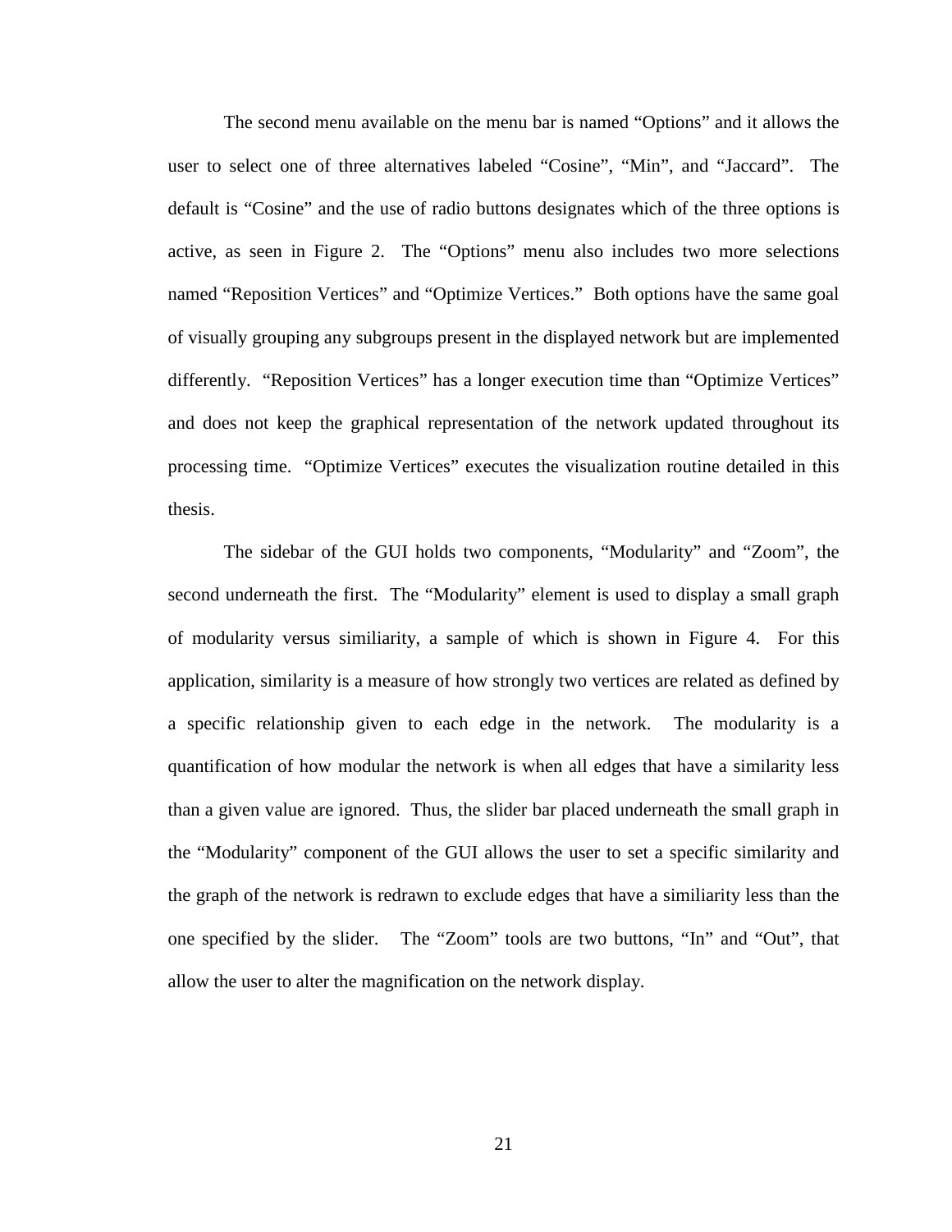The second menu available on the menu bar is named “Options” and it allows the user to select one of three alternatives labeled “Cosine”, “Min”, and “Jaccard”. The default is “Cosine” and the use of radio buttons designates which of the three options is active, as seen in Figure 2. The “Options” menu also includes two more selections named “Reposition Vertices” and “Optimize Vertices.” Both options have the same goal of visually grouping any subgroups present in the displayed network but are implemented differently. “Reposition Vertices” has a longer execution time than “Optimize Vertices” and does not keep the graphical representation of the network updated throughout its processing time. “Optimize Vertices” executes the visualization routine detailed in this thesis.

The sidebar of the GUI holds two components, “Modularity” and “Zoom”, the second underneath the first. The “Modularity” element is used to display a small graph of modularity versus similiarity, a sample of which is shown in Figure 4. For this application, similarity is a measure of how strongly two vertices are related as defined by a specific relationship given to each edge in the network. The modularity is a quantification of how modular the network is when all edges that have a similarity less than a given value are ignored. Thus, the slider bar placed underneath the small graph in the “Modularity” component of the GUI allows the user to set a specific similarity and the graph of the network is redrawn to exclude edges that have a similiarity less than the one specified by the slider. The “Zoom” tools are two buttons, “In” and “Out”, that allow the user to alter the magnification on the network display.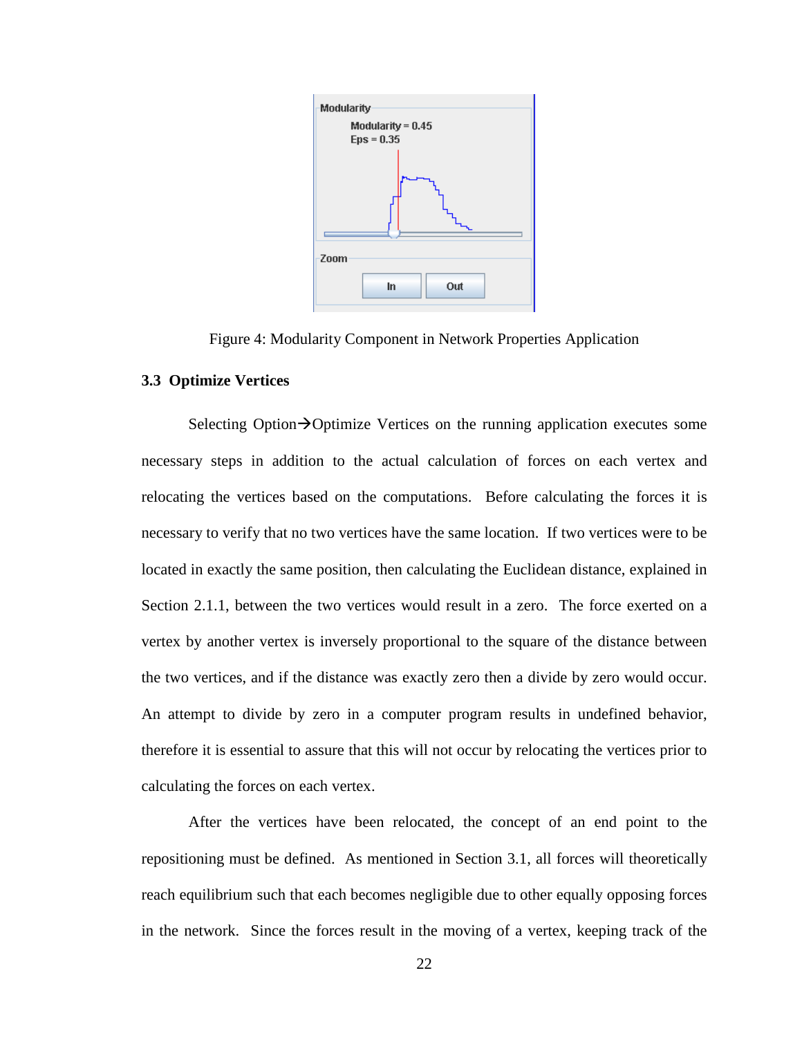Figure 4: Modularity Component in Network Properties Application

### 3.3 Optimize Vertices

Selecting Option→Optimize Vertices on the running application executes some necessary steps in addition to the actual calculation of forces on each vertex and relocating the vertices based on the computations. Before calculating the forces it is necessary to verify that no two vertices have the same location. If two vertices were to be located in exactly the same position, then calculating the Euclidean distance, explained in Section 2.1.1, between the two vertices would result in a zero. The force exerted on a vertex by another vertex is inversely proportional to the square of the distance between the two vertices, and if the distance was exactly zero then a divide by zero would occur. An attempt to divide by zero in a computer program results in undefined behavior, therefore it is essential to assure that this will not occur by relocating the vertices prior to calculating the forces on each vertex.

After the vertices have been relocated, the concept of an end point to the repositioning must be defined. As mentioned in Section 3.1, all forces will theoretically reach equilibrium such that each becomes negligible due to other equally opposing forces in the network. Since the forces result in the moving of a vertex, keeping track of the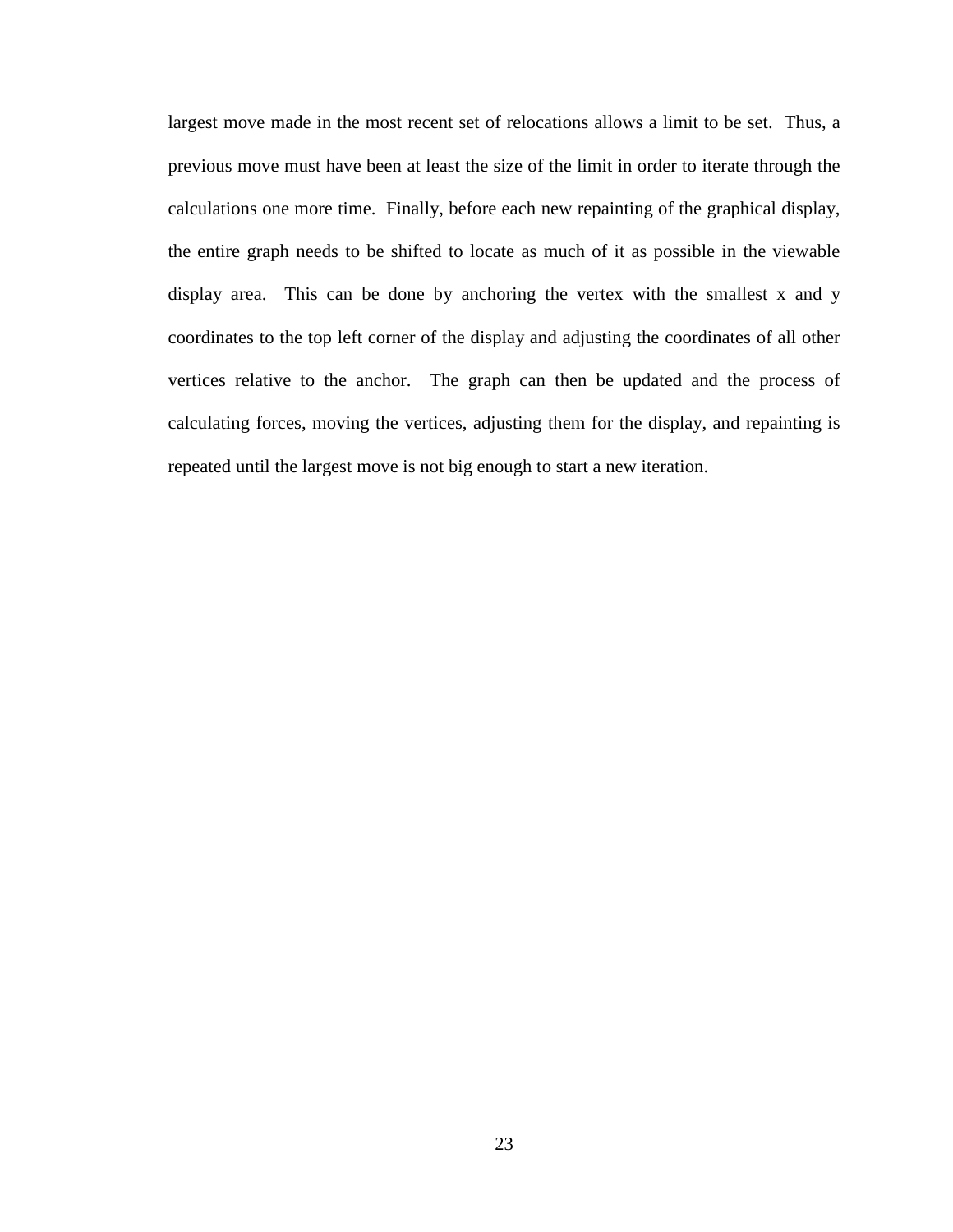largest move made in the most recent set of relocations allows a limit to be set. Thus, a previous move must have been at least the size of the limit in order to iterate through the calculations one more time. Finally, before each new repainting of the graphical display, the entire graph needs to be shifted to locate as much of it as possible in the viewable display area. This can be done by anchoring the vertex with the smallest x and y coordinates to the top left corner of the display and adjusting the coordinates of all other vertices relative to the anchor. The graph can then be updated and the process of calculating forces, moving the vertices, adjusting them for the display, and repainting is repeated until the largest move is not big enough to start a new iteration.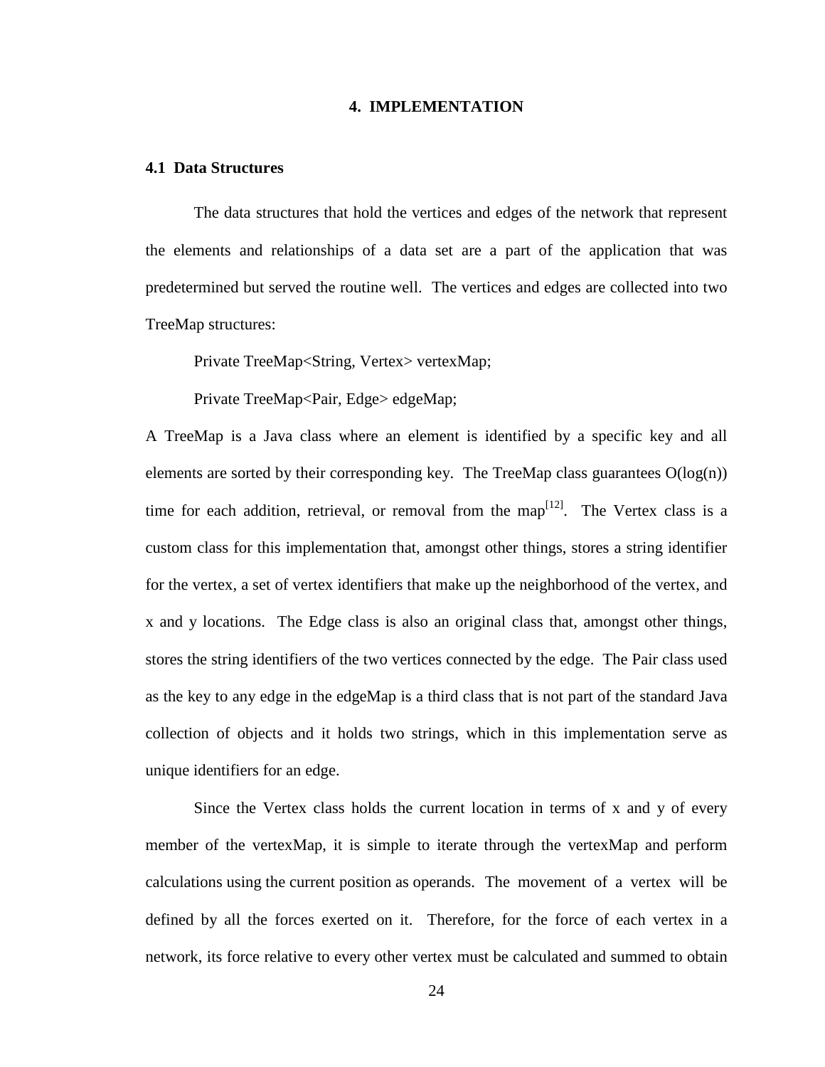# 4. IMPLEMENTATION

## 4.1 Data Structures

The data structures that hold the vertices and edges of the network that represent the elements and relationships of a data set are a part of the application that was predetermined but served the routine well. The vertices and edges are collected into two TreeMap structures:

Private TreeMap<String, Vertex> vertexMap;

Private TreeMap<Pair, Edge> edgeMap;

A TreeMap is a Java class where an element is identified by a specific key and all elements are sorted by their corresponding key. The TreeMap class guarantees O(log(n)) time for each addition, retrieval, or removal from the map[12]. The Vertex class is a custom class for this implementation that, amongst other things, stores a string identifier for the vertex, a set of vertex identifiers that make up the neighborhood of the vertex, and x and y locations. The Edge class is also an original class that, amongst other things, stores the string identifiers of the two vertices connected by the edge. The Pair class used as the key to any edge in the edgeMap is a third class that is not part of the standard Java collection of objects and it holds two strings, which in this implementation serve as unique identifiers for an edge.

Since the Vertex class holds the current location in terms of x and y of every member of the vertexMap, it is simple to iterate through the vertexMap and perform calculations using the current position as operands. The movement of a vertex will be defined by all the forces exerted on it. Therefore, for the force of each vertex in a network, its force relative to every other vertex must be calculated and summed to obtain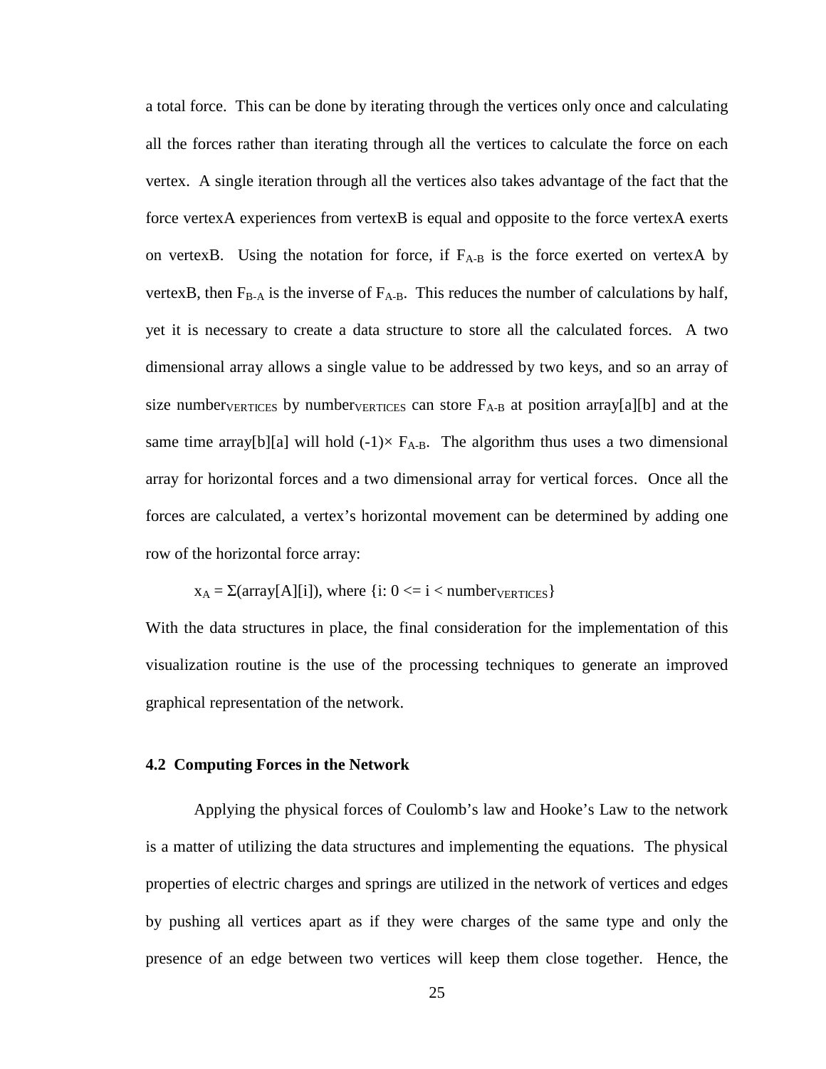a total force. This can be done by iterating through the vertices only once and calculating all the forces rather than iterating through all the vertices to calculate the force on each vertex. A single iteration through all the vertices also takes advantage of the fact that the force vertexA experiences from vertexB is equal and opposite to the force vertexA exerts on vertexB. Using the notation for force, if $F_{A\text{-}B}$ is the force exerted on vertexA by vertexB, then $F_{B\text{-}A}$ is the inverse of $F_{A\text{-}B}$. This reduces the number of calculations by half, yet it is necessary to create a data structure to store all the calculated forces. A two dimensional array allows a single value to be addressed by two keys, and so an array of size $\text{number}_{\text{VERTICES}}$ by $\text{number}_{\text{VERTICES}}$ can store $F_{A\text{-}B}$ at position array[a][b] and at the same time array[b][a] will hold $(-1)\times F_{A\text{-}B}$. The algorithm thus uses a two dimensional array for horizontal forces and a two dimensional array for vertical forces. Once all the forces are calculated, a vertex's horizontal movement can be determined by adding one row of the horizontal force array:

$$x_A = \Sigma(\text{array}[A][i]), \text{ where } \{i: 0 <= i < \text{number}_{\text{VERTICES}}\}$$

With the data structures in place, the final consideration for the implementation of this visualization routine is the use of the processing techniques to generate an improved graphical representation of the network.

### 4.2 Computing Forces in the Network

Applying the physical forces of Coulomb's law and Hooke's Law to the network is a matter of utilizing the data structures and implementing the equations. The physical properties of electric charges and springs are utilized in the network of vertices and edges by pushing all vertices apart as if they were charges of the same type and only the presence of an edge between two vertices will keep them close together. Hence, the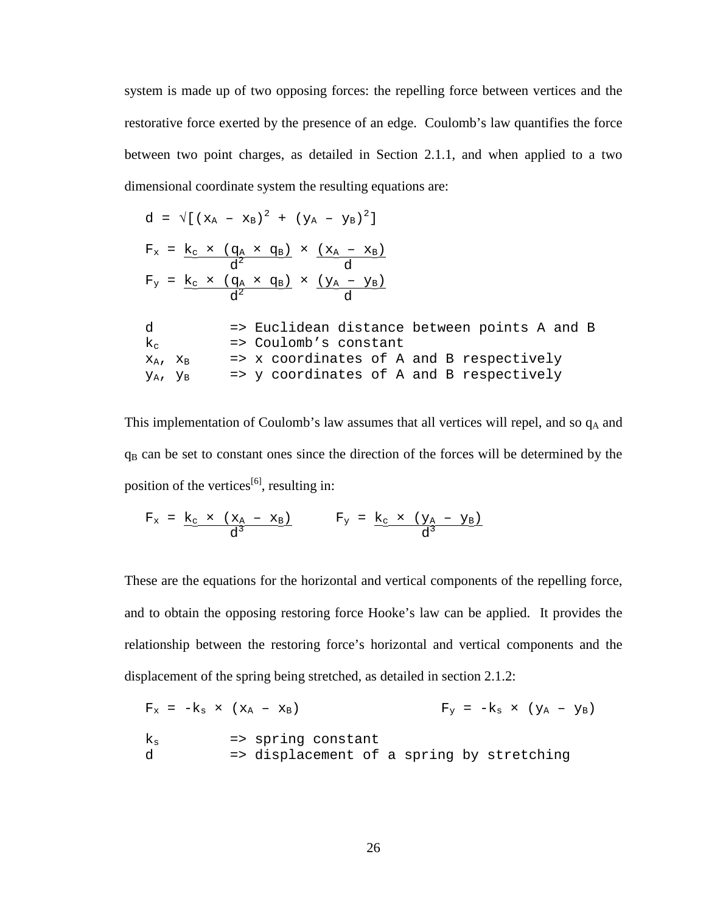system is made up of two opposing forces: the repelling force between vertices and the restorative force exerted by the presence of an edge. Coulomb's law quantifies the force between two point charges, as detailed in Section 2.1.1, and when applied to a two dimensional coordinate system the resulting equations are:

$$d = \sqrt{(x_A - x_B)^2 + (y_A - y_B)^2}$$

$$F_x = \frac{k_c \times (q_A \times q_B)}{d^2} \times \frac{(x_A - x_B)}{d}$$

$$F_y = \frac{k_c \times (q_A \times q_B)}{d^2} \times \frac{(y_A - y_B)}{d}$$

$d$ => Euclidean distance between points A and B
$k_c$ => Coulomb's constant
$x_A$, $x_B$ => x coordinates of A and B respectively
$y_A$, $y_B$ => y coordinates of A and B respectively

This implementation of Coulomb's law assumes that all vertices will repel, and so $q_A$ and $q_B$ can be set to constant ones since the direction of the forces will be determined by the position of the vertices[6], resulting in:

$$F_x = \frac{k_c \times (x_A - x_B)}{d^3} \qquad F_y = \frac{k_c \times (y_A - y_B)}{d^3}$$

These are the equations for the horizontal and vertical components of the repelling force, and to obtain the opposing restoring force Hooke's law can be applied. It provides the relationship between the restoring force's horizontal and vertical components and the displacement of the spring being stretched, as detailed in section 2.1.2:

$$F_x = -k_s \times (x_A - x_B) \qquad F_y = -k_s \times (y_A - y_B)$$

$k_s$ => spring constant
$d$ => displacement of a spring by stretching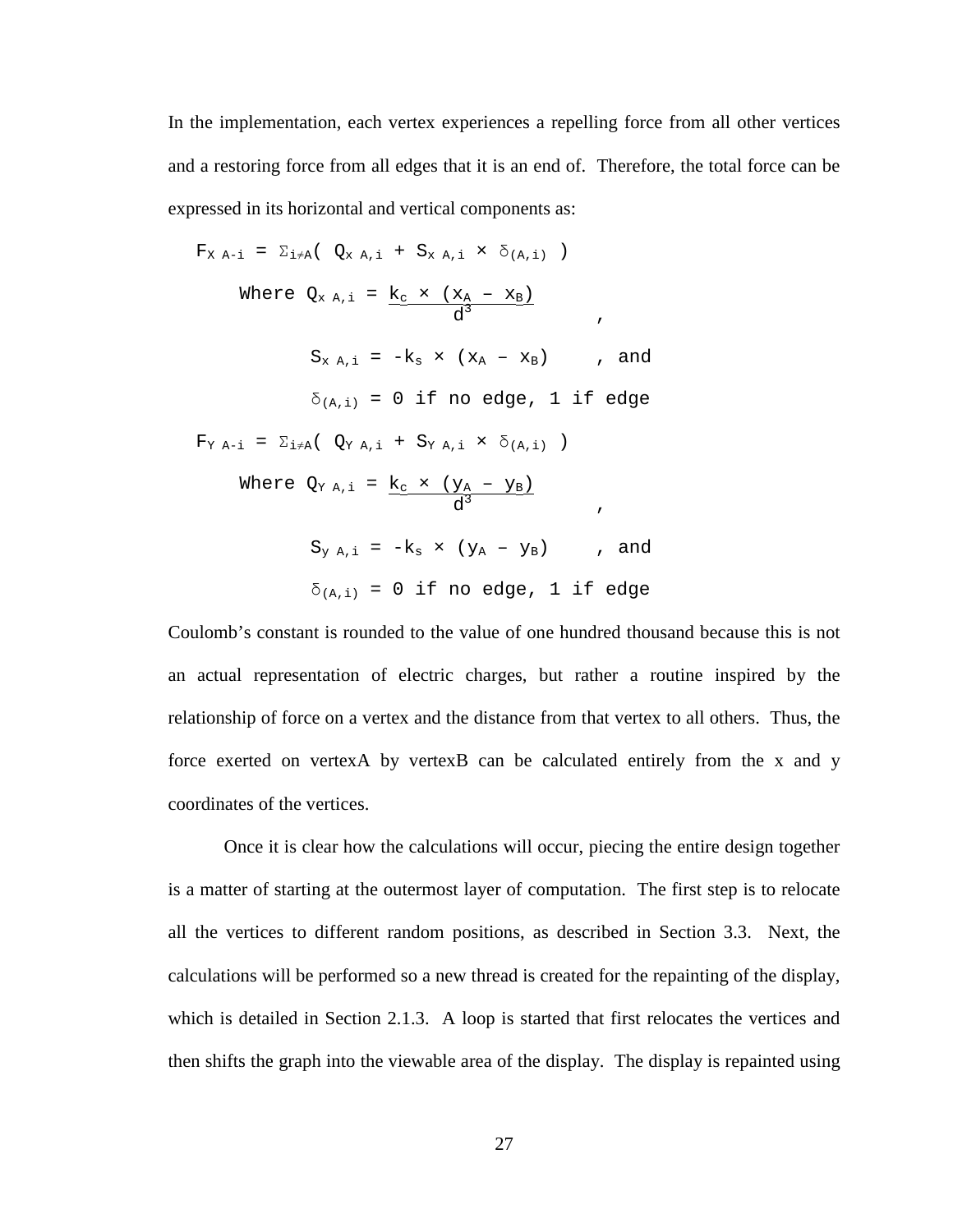In the implementation, each vertex experiences a repelling force from all other vertices and a restoring force from all edges that it is an end of. Therefore, the total force can be expressed in its horizontal and vertical components as:

$$F_{X\ A\text{-}i} = \Sigma_{i \neq A}( Q_{x\ A,i} + S_{x\ A,i} \times \delta_{(A,i)} )$$

Where $Q_{x\ A,i} = \dfrac{k_C \times (x_A - x_B)}{d^3}$,

$S_{x\ A,i} = -k_s \times (x_A - x_B)$, and

$\delta_{(A,i)} = 0$ if no edge, 1 if edge

$$F_{Y\ A\text{-}i} = \Sigma_{i \neq A}( Q_{Y\ A,i} + S_{Y\ A,i} \times \delta_{(A,i)} )$$

Where $Q_{Y\ A,i} = \dfrac{k_C \times (y_A - y_B)}{d^3}$,

$S_{y\ A,i} = -k_s \times (y_A - y_B)$, and

$\delta_{(A,i)} = 0$ if no edge, 1 if edge

Coulomb's constant is rounded to the value of one hundred thousand because this is not an actual representation of electric charges, but rather a routine inspired by the relationship of force on a vertex and the distance from that vertex to all others. Thus, the force exerted on vertexA by vertexB can be calculated entirely from the x and y coordinates of the vertices.

Once it is clear how the calculations will occur, piecing the entire design together is a matter of starting at the outermost layer of computation. The first step is to relocate all the vertices to different random positions, as described in Section 3.3. Next, the calculations will be performed so a new thread is created for the repainting of the display, which is detailed in Section 2.1.3. A loop is started that first relocates the vertices and then shifts the graph into the viewable area of the display. The display is repainted using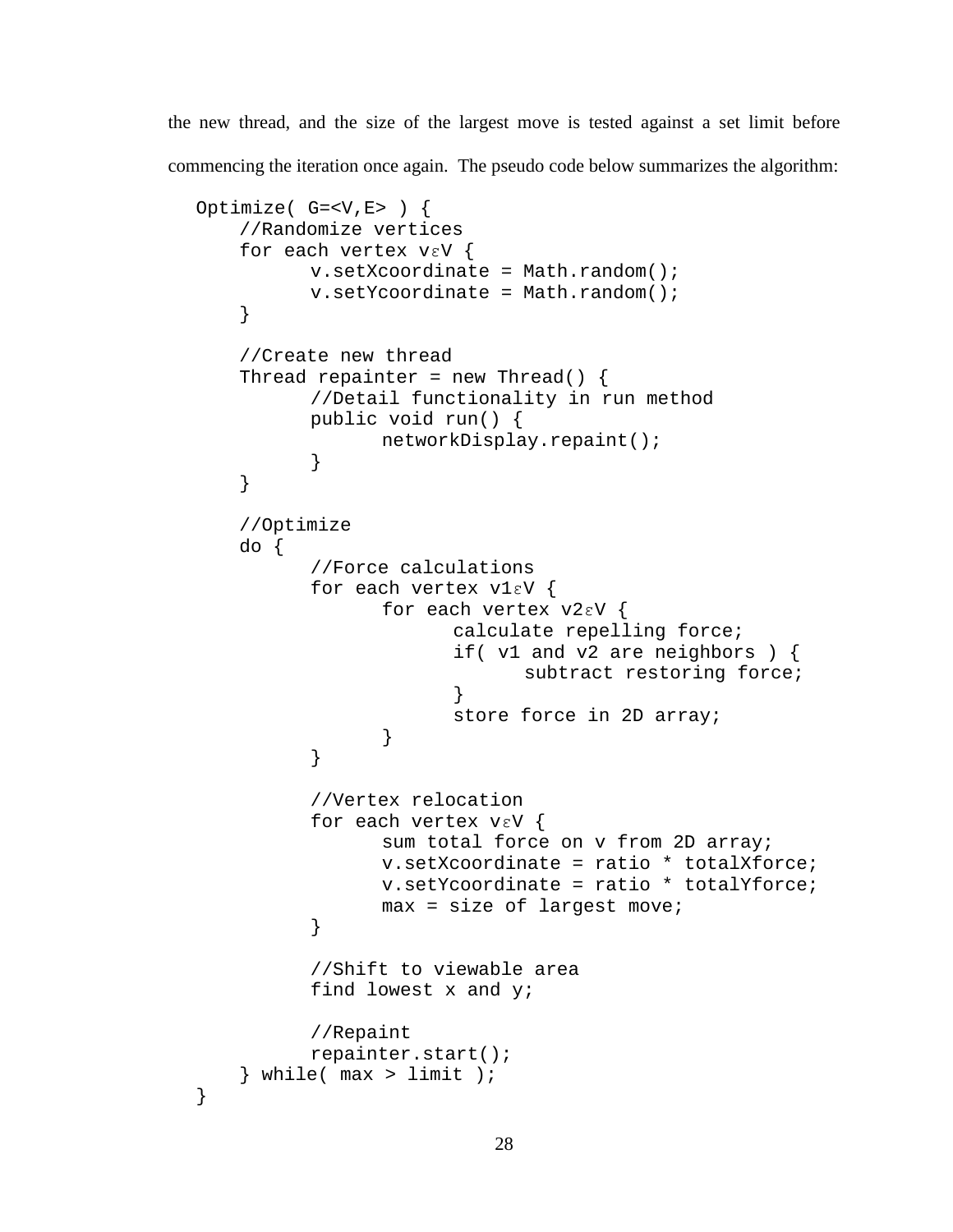the new thread, and the size of the largest move is tested against a set limit before commencing the iteration once again. The pseudo code below summarizes the algorithm:

```
Optimize( G=<V,E> ) {
    //Randomize vertices
    for each vertex vεV {
          v.setXcoordinate = Math.random();
          v.setYcoordinate = Math.random();
    }

    //Create new thread
    Thread repainter = new Thread() {
          //Detail functionality in run method
          public void run() {
                networkDisplay.repaint();
          }
    }

    //Optimize
    do {
          //Force calculations
          for each vertex v1εV {
                for each vertex v2εV {
                      calculate repelling force;
                      if( v1 and v2 are neighbors ) {
                            subtract restoring force;
                      }
                      store force in 2D array;
                }
          }

          //Vertex relocation
          for each vertex vεV {
                sum total force on v from 2D array;
                v.setXcoordinate = ratio * totalXforce;
                v.setYcoordinate = ratio * totalYforce;
                max = size of largest move;
          }

          //Shift to viewable area
          find lowest x and y;

          //Repaint
          repainter.start();
    } while( max > limit );
}
```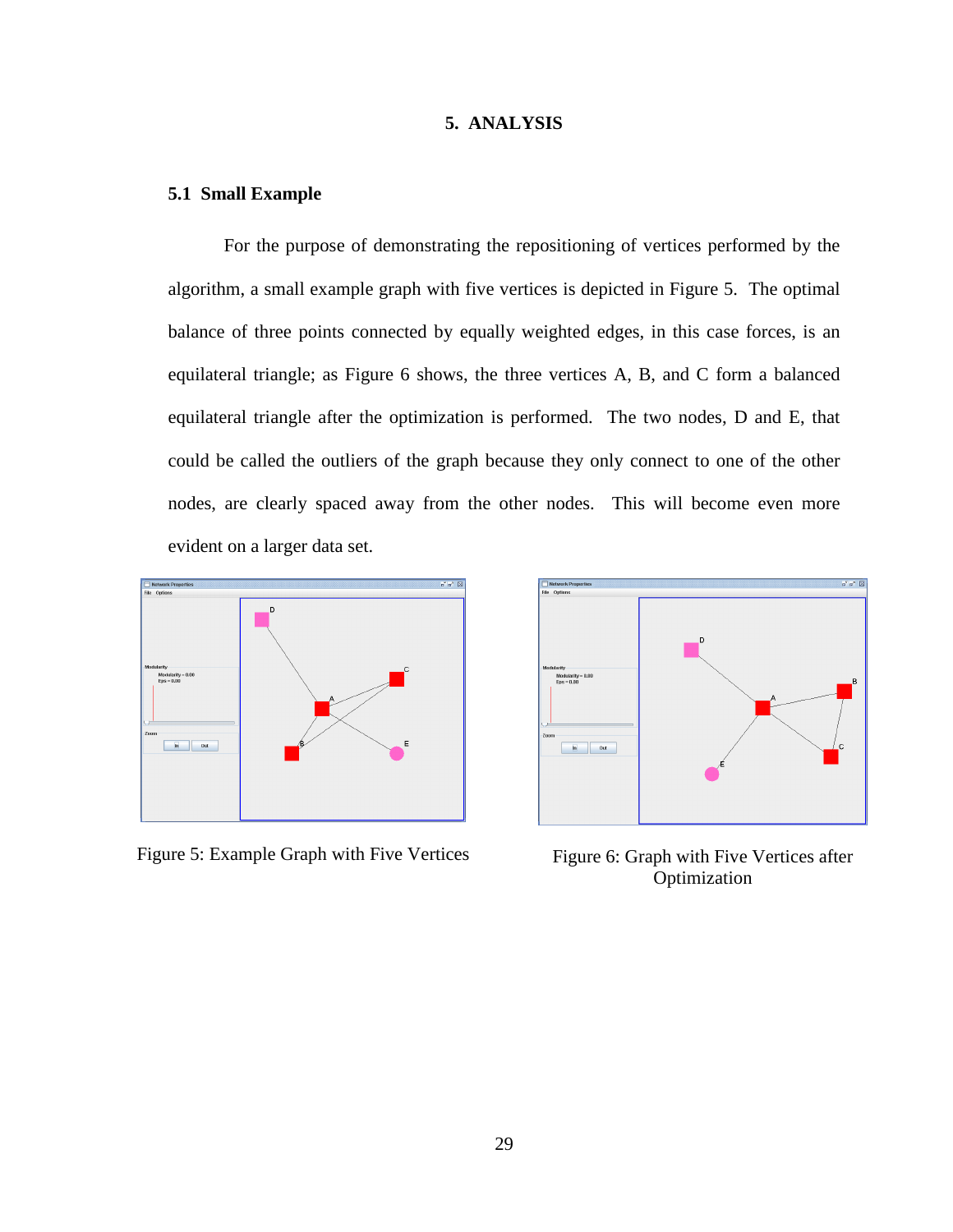# 5. ANALYSIS

## 5.1 Small Example

For the purpose of demonstrating the repositioning of vertices performed by the algorithm, a small example graph with five vertices is depicted in Figure 5. The optimal balance of three points connected by equally weighted edges, in this case forces, is an equilateral triangle; as Figure 6 shows, the three vertices A, B, and C form a balanced equilateral triangle after the optimization is performed. The two nodes, D and E, that could be called the outliers of the graph because they only connect to one of the other nodes, are clearly spaced away from the other nodes. This will become even more evident on a larger data set.

Figure 5: Example Graph with Five Vertices

Figure 6: Graph with Five Vertices after Optimization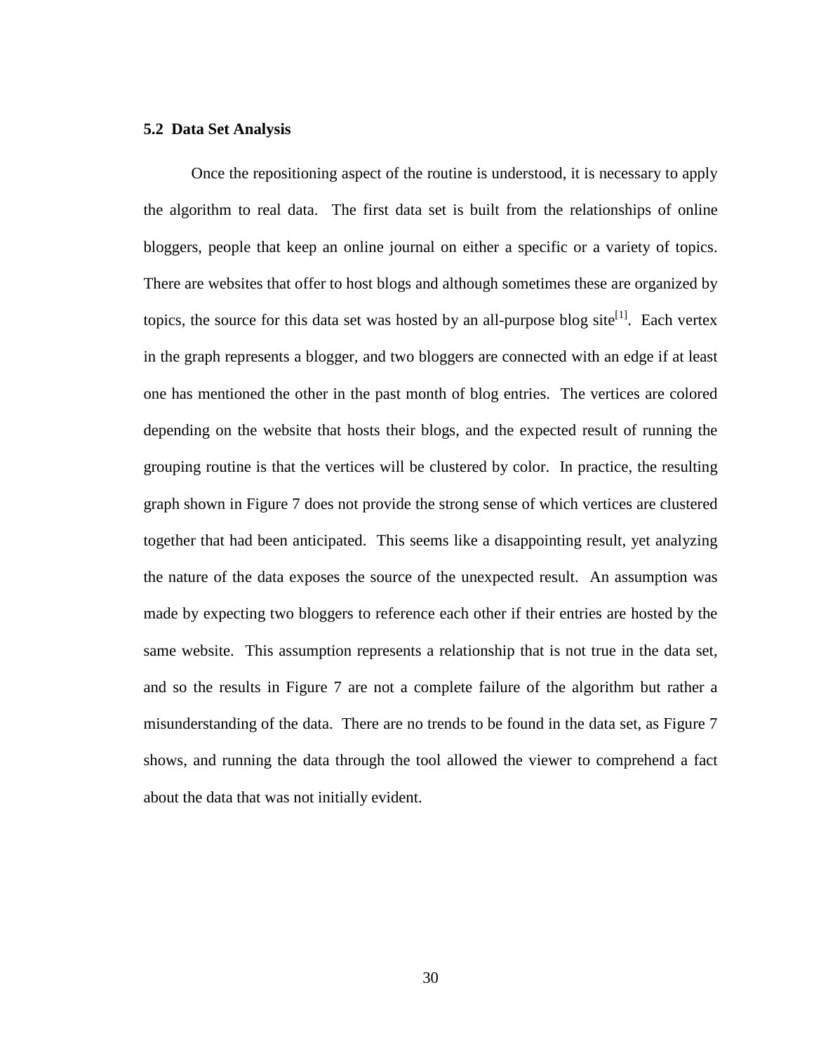### 5.2 Data Set Analysis

Once the repositioning aspect of the routine is understood, it is necessary to apply the algorithm to real data. The first data set is built from the relationships of online bloggers, people that keep an online journal on either a specific or a variety of topics. There are websites that offer to host blogs and although sometimes these are organized by topics, the source for this data set was hosted by an all-purpose blog site[1]. Each vertex in the graph represents a blogger, and two bloggers are connected with an edge if at least one has mentioned the other in the past month of blog entries. The vertices are colored depending on the website that hosts their blogs, and the expected result of running the grouping routine is that the vertices will be clustered by color. In practice, the resulting graph shown in Figure 7 does not provide the strong sense of which vertices are clustered together that had been anticipated. This seems like a disappointing result, yet analyzing the nature of the data exposes the source of the unexpected result. An assumption was made by expecting two bloggers to reference each other if their entries are hosted by the same website. This assumption represents a relationship that is not true in the data set, and so the results in Figure 7 are not a complete failure of the algorithm but rather a misunderstanding of the data. There are no trends to be found in the data set, as Figure 7 shows, and running the data through the tool allowed the viewer to comprehend a fact about the data that was not initially evident.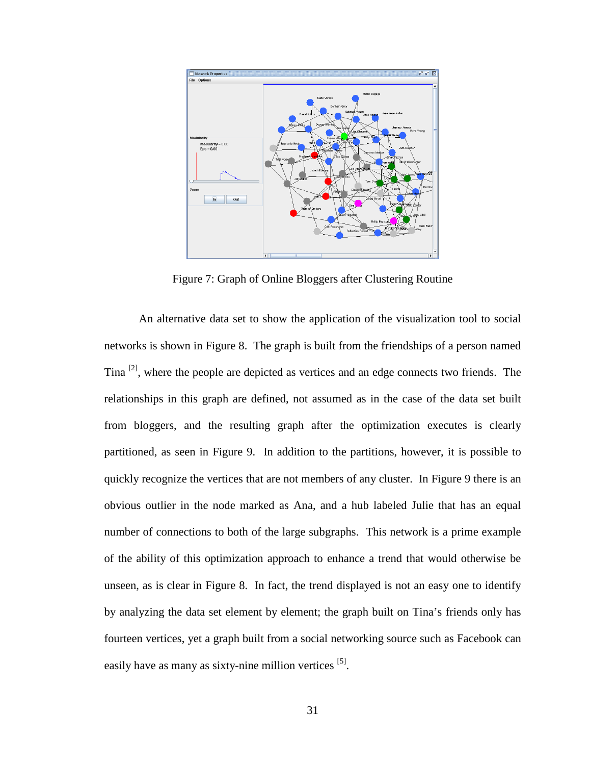Figure 7: Graph of Online Bloggers after Clustering Routine

An alternative data set to show the application of the visualization tool to social networks is shown in Figure 8. The graph is built from the friendships of a person named Tina [2], where the people are depicted as vertices and an edge connects two friends. The relationships in this graph are defined, not assumed as in the case of the data set built from bloggers, and the resulting graph after the optimization executes is clearly partitioned, as seen in Figure 9. In addition to the partitions, however, it is possible to quickly recognize the vertices that are not members of any cluster. In Figure 9 there is an obvious outlier in the node marked as Ana, and a hub labeled Julie that has an equal number of connections to both of the large subgraphs. This network is a prime example of the ability of this optimization approach to enhance a trend that would otherwise be unseen, as is clear in Figure 8. In fact, the trend displayed is not an easy one to identify by analyzing the data set element by element; the graph built on Tina's friends only has fourteen vertices, yet a graph built from a social networking source such as Facebook can easily have as many as sixty-nine million vertices [5].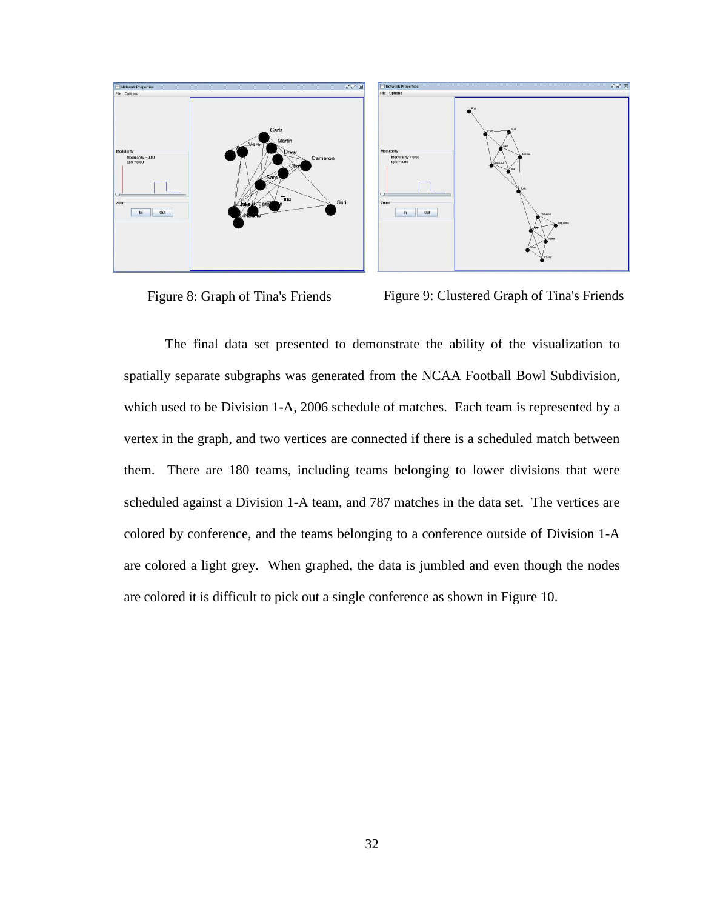Figure 8: Graph of Tina's Friends

Figure 9: Clustered Graph of Tina's Friends

The final data set presented to demonstrate the ability of the visualization to spatially separate subgraphs was generated from the NCAA Football Bowl Subdivision, which used to be Division 1-A, 2006 schedule of matches. Each team is represented by a vertex in the graph, and two vertices are connected if there is a scheduled match between them. There are 180 teams, including teams belonging to lower divisions that were scheduled against a Division 1-A team, and 787 matches in the data set. The vertices are colored by conference, and the teams belonging to a conference outside of Division 1-A are colored a light grey. When graphed, the data is jumbled and even though the nodes are colored it is difficult to pick out a single conference as shown in Figure 10.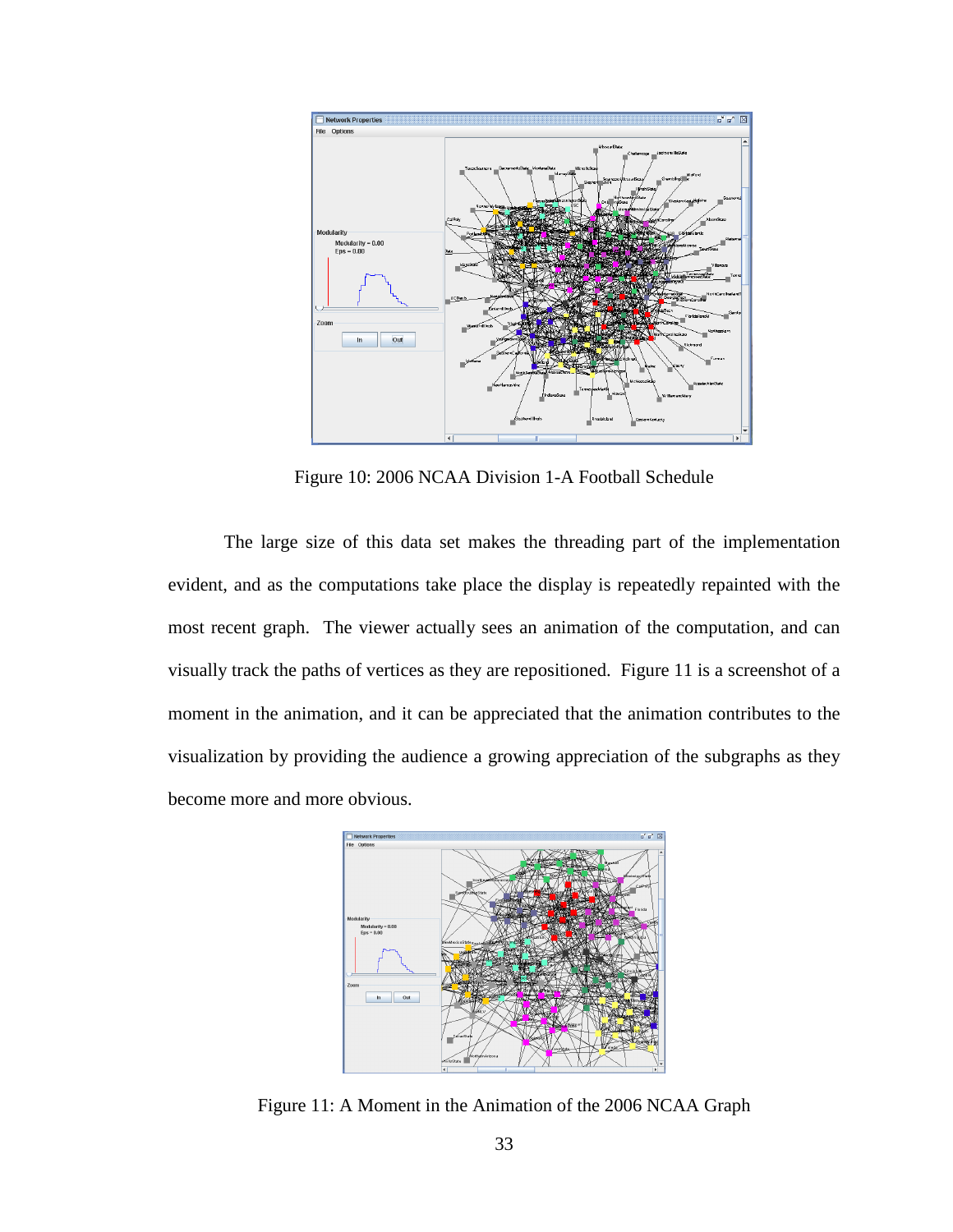Figure 10: 2006 NCAA Division 1-A Football Schedule

The large size of this data set makes the threading part of the implementation evident, and as the computations take place the display is repeatedly repainted with the most recent graph. The viewer actually sees an animation of the computation, and can visually track the paths of vertices as they are repositioned. Figure 11 is a screenshot of a moment in the animation, and it can be appreciated that the animation contributes to the visualization by providing the audience a growing appreciation of the subgraphs as they become more and more obvious.

Figure 11: A Moment in the Animation of the 2006 NCAA Graph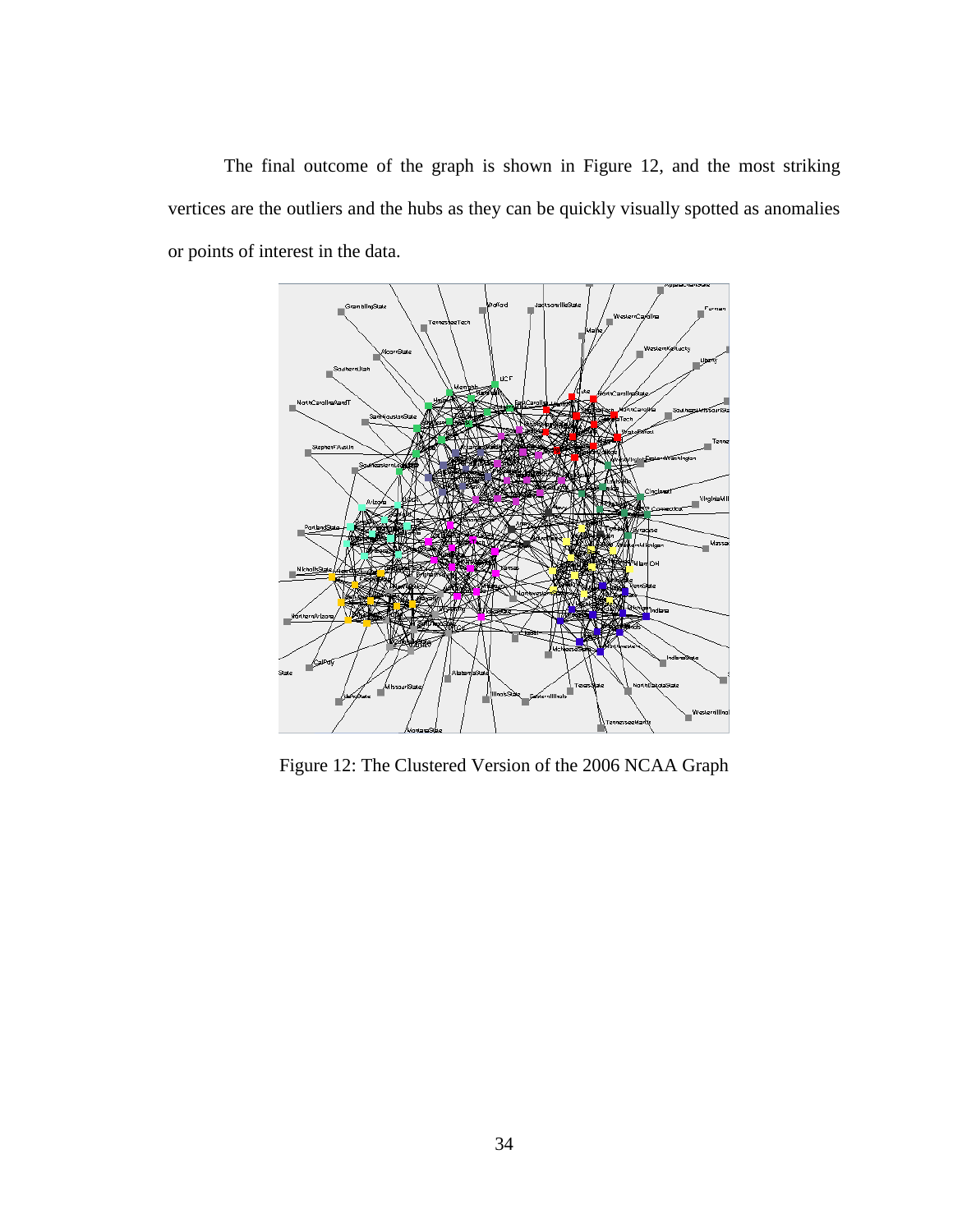The final outcome of the graph is shown in Figure 12, and the most striking vertices are the outliers and the hubs as they can be quickly visually spotted as anomalies or points of interest in the data.

Figure 12: The Clustered Version of the 2006 NCAA Graph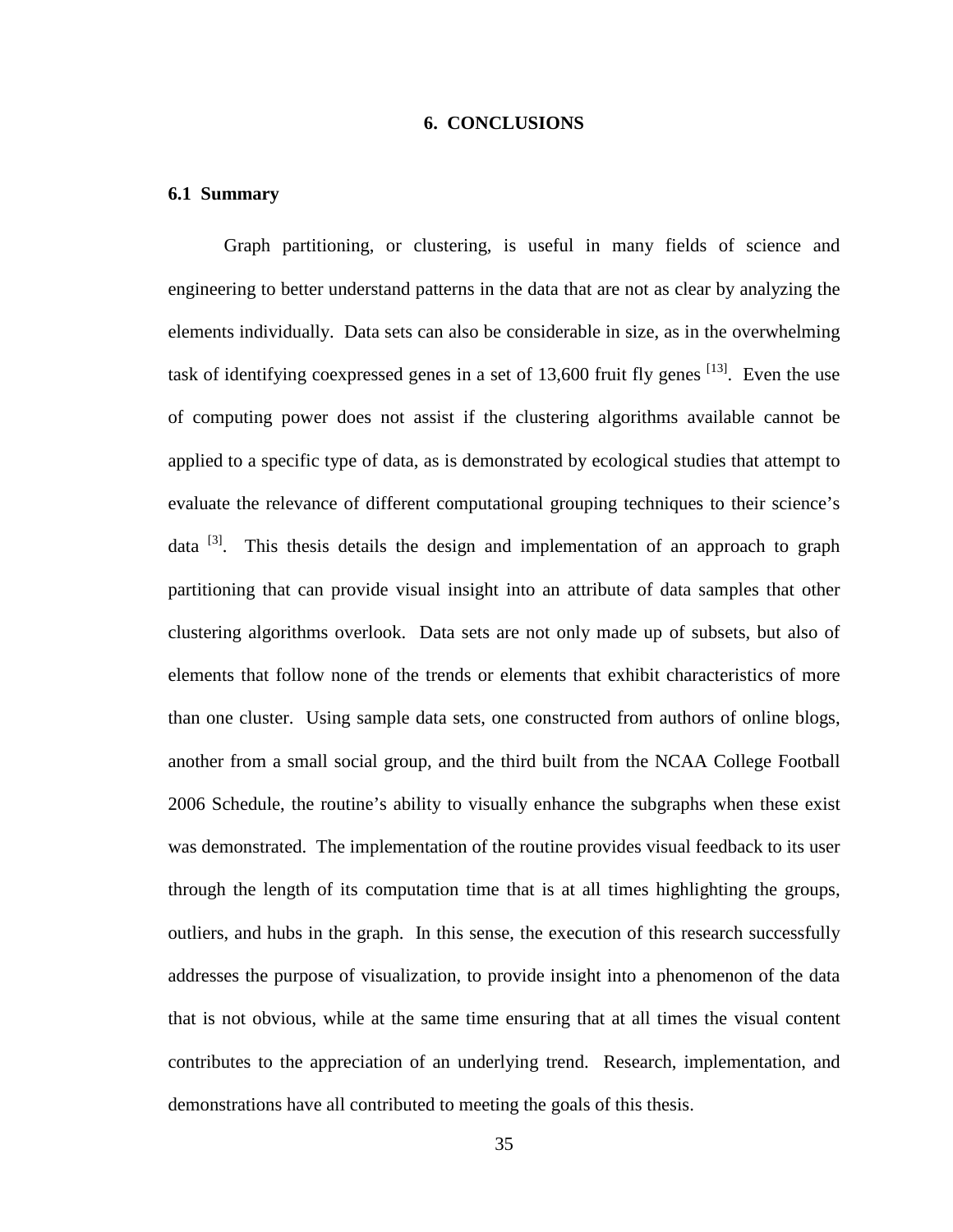# 6. CONCLUSIONS

## 6.1 Summary

Graph partitioning, or clustering, is useful in many fields of science and engineering to better understand patterns in the data that are not as clear by analyzing the elements individually. Data sets can also be considerable in size, as in the overwhelming task of identifying coexpressed genes in a set of 13,600 fruit fly genes [13]. Even the use of computing power does not assist if the clustering algorithms available cannot be applied to a specific type of data, as is demonstrated by ecological studies that attempt to evaluate the relevance of different computational grouping techniques to their science's data [3]. This thesis details the design and implementation of an approach to graph partitioning that can provide visual insight into an attribute of data samples that other clustering algorithms overlook. Data sets are not only made up of subsets, but also of elements that follow none of the trends or elements that exhibit characteristics of more than one cluster. Using sample data sets, one constructed from authors of online blogs, another from a small social group, and the third built from the NCAA College Football 2006 Schedule, the routine's ability to visually enhance the subgraphs when these exist was demonstrated. The implementation of the routine provides visual feedback to its user through the length of its computation time that is at all times highlighting the groups, outliers, and hubs in the graph. In this sense, the execution of this research successfully addresses the purpose of visualization, to provide insight into a phenomenon of the data that is not obvious, while at the same time ensuring that at all times the visual content contributes to the appreciation of an underlying trend. Research, implementation, and demonstrations have all contributed to meeting the goals of this thesis.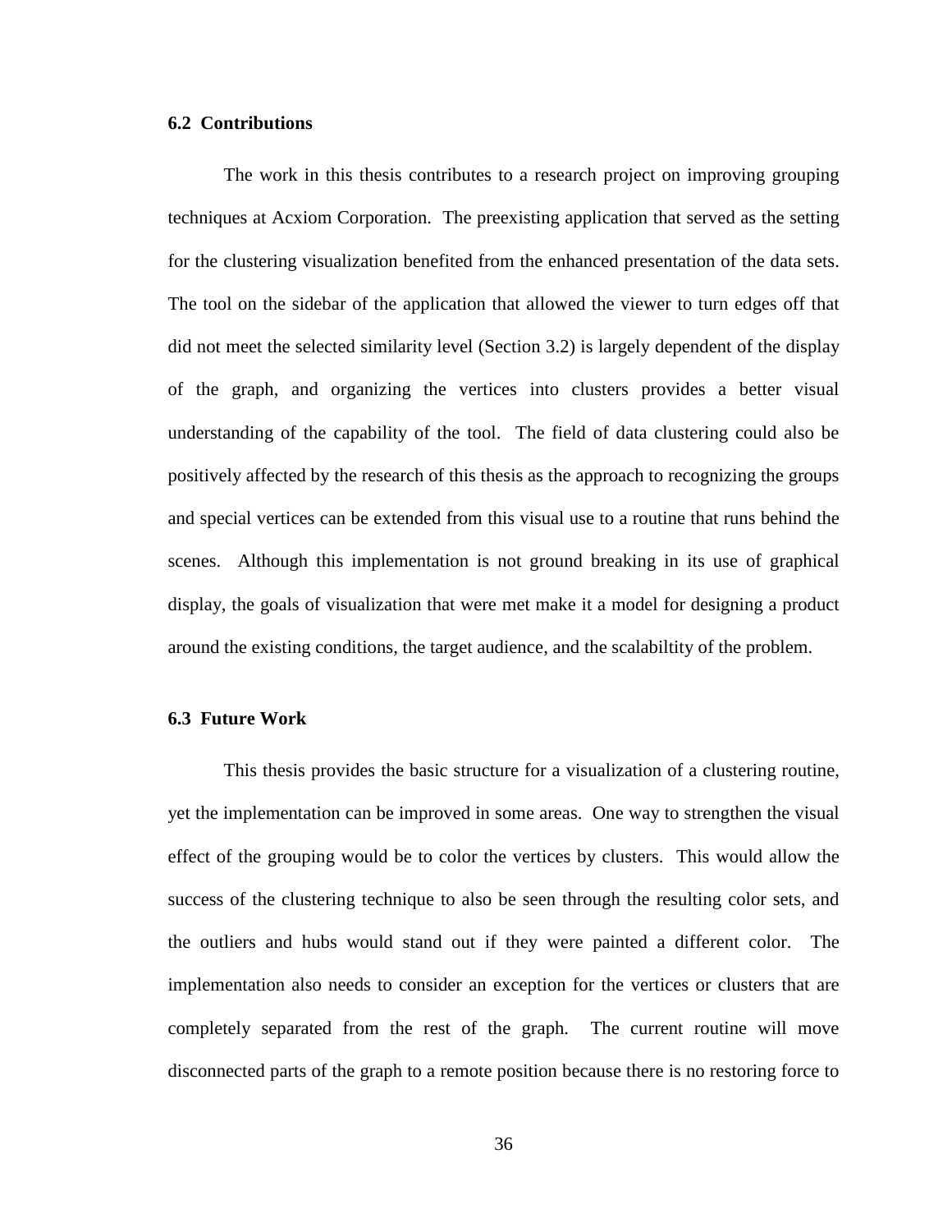### 6.2 Contributions

The work in this thesis contributes to a research project on improving grouping techniques at Acxiom Corporation. The preexisting application that served as the setting for the clustering visualization benefited from the enhanced presentation of the data sets. The tool on the sidebar of the application that allowed the viewer to turn edges off that did not meet the selected similarity level (Section 3.2) is largely dependent of the display of the graph, and organizing the vertices into clusters provides a better visual understanding of the capability of the tool. The field of data clustering could also be positively affected by the research of this thesis as the approach to recognizing the groups and special vertices can be extended from this visual use to a routine that runs behind the scenes. Although this implementation is not ground breaking in its use of graphical display, the goals of visualization that were met make it a model for designing a product around the existing conditions, the target audience, and the scalabiltity of the problem.

### 6.3 Future Work

This thesis provides the basic structure for a visualization of a clustering routine, yet the implementation can be improved in some areas. One way to strengthen the visual effect of the grouping would be to color the vertices by clusters. This would allow the success of the clustering technique to also be seen through the resulting color sets, and the outliers and hubs would stand out if they were painted a different color. The implementation also needs to consider an exception for the vertices or clusters that are completely separated from the rest of the graph. The current routine will move disconnected parts of the graph to a remote position because there is no restoring force to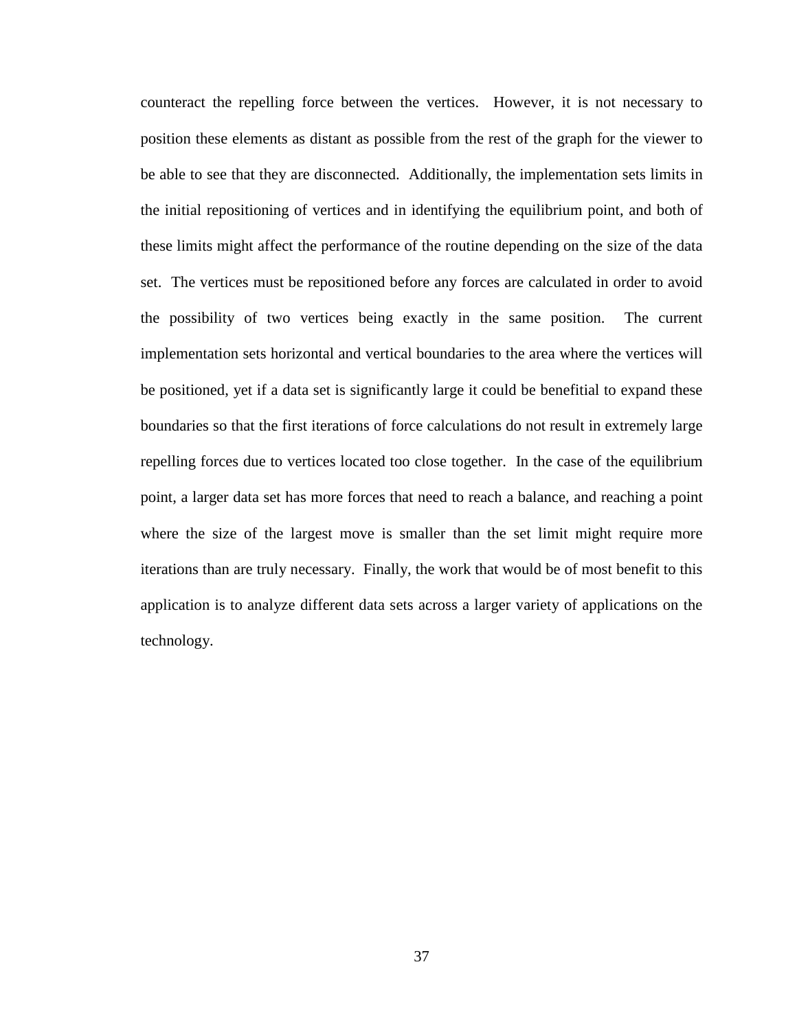counteract the repelling force between the vertices. However, it is not necessary to position these elements as distant as possible from the rest of the graph for the viewer to be able to see that they are disconnected. Additionally, the implementation sets limits in the initial repositioning of vertices and in identifying the equilibrium point, and both of these limits might affect the performance of the routine depending on the size of the data set. The vertices must be repositioned before any forces are calculated in order to avoid the possibility of two vertices being exactly in the same position. The current implementation sets horizontal and vertical boundaries to the area where the vertices will be positioned, yet if a data set is significantly large it could be benefitial to expand these boundaries so that the first iterations of force calculations do not result in extremely large repelling forces due to vertices located too close together. In the case of the equilibrium point, a larger data set has more forces that need to reach a balance, and reaching a point where the size of the largest move is smaller than the set limit might require more iterations than are truly necessary. Finally, the work that would be of most benefit to this application is to analyze different data sets across a larger variety of applications on the technology.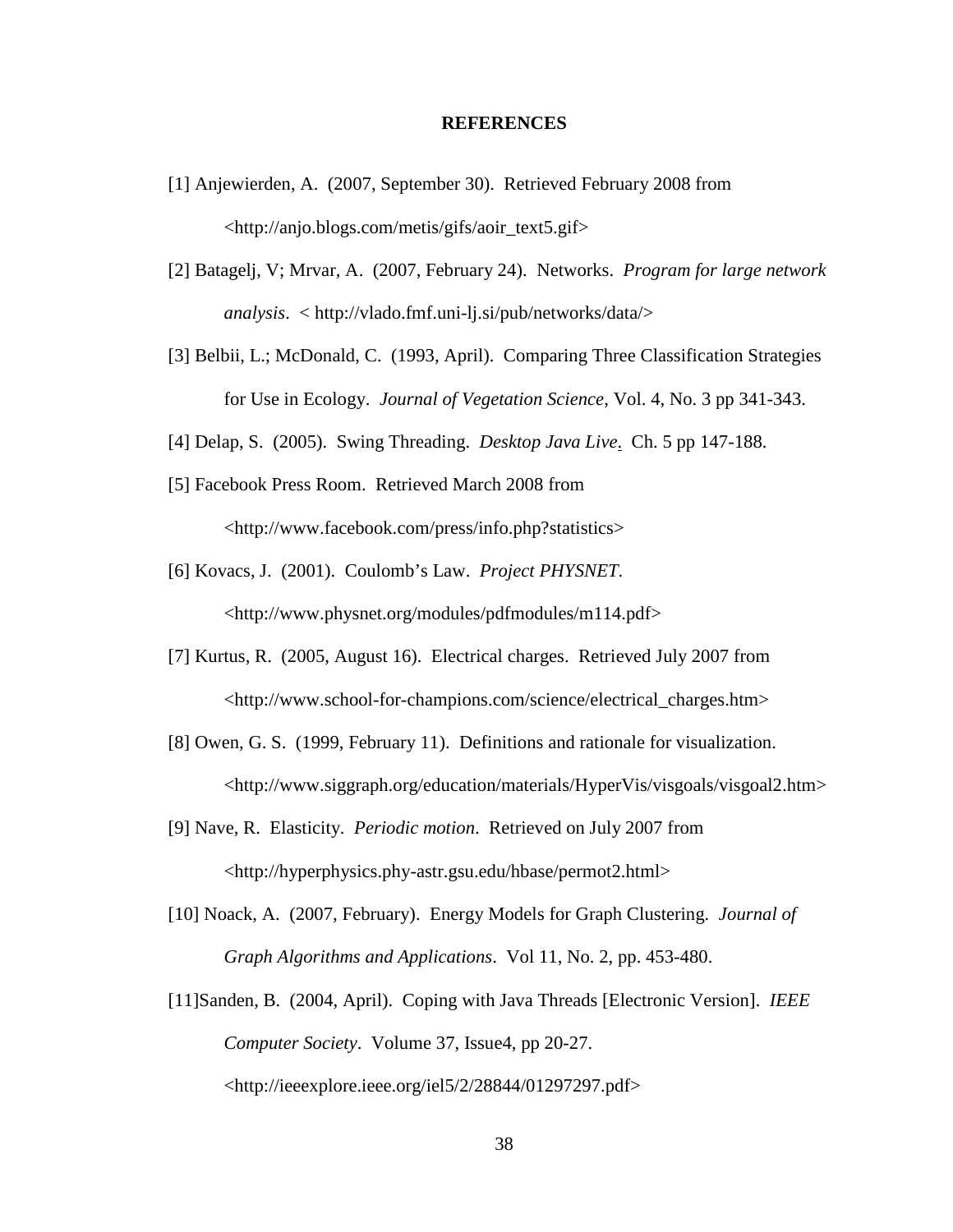# REFERENCES

[1] Anjewierden, A. (2007, September 30). Retrieved February 2008 from <http://anjo.blogs.com/metis/gifs/aoir_text5.gif>

[2] Batagelj, V; Mrvar, A. (2007, February 24). Networks. *Program for large network analysis*. < http://vlado.fmf.uni-lj.si/pub/networks/data/>

[3] Belbii, L.; McDonald, C. (1993, April). Comparing Three Classification Strategies for Use in Ecology. *Journal of Vegetation Science*, Vol. 4, No. 3 pp 341-343.

[4] Delap, S. (2005). Swing Threading. *Desktop Java Live*. Ch. 5 pp 147-188.

[5] Facebook Press Room. Retrieved March 2008 from <http://www.facebook.com/press/info.php?statistics>

[6] Kovacs, J. (2001). Coulomb's Law. *Project PHYSNET*. <http://www.physnet.org/modules/pdfmodules/m114.pdf>

[7] Kurtus, R. (2005, August 16). Electrical charges. Retrieved July 2007 from <http://www.school-for-champions.com/science/electrical_charges.htm>

[8] Owen, G. S. (1999, February 11). Definitions and rationale for visualization. <http://www.siggraph.org/education/materials/HyperVis/visgoals/visgoal2.htm>

[9] Nave, R. Elasticity. *Periodic motion*. Retrieved on July 2007 from <http://hyperphysics.phy-astr.gsu.edu/hbase/permot2.html>

[10] Noack, A. (2007, February). Energy Models for Graph Clustering. *Journal of Graph Algorithms and Applications*. Vol 11, No. 2, pp. 453-480.

[11]Sanden, B. (2004, April). Coping with Java Threads [Electronic Version]. *IEEE Computer Society*. Volume 37, Issue4, pp 20-27. <http://ieeexplore.ieee.org/iel5/2/28844/01297297.pdf>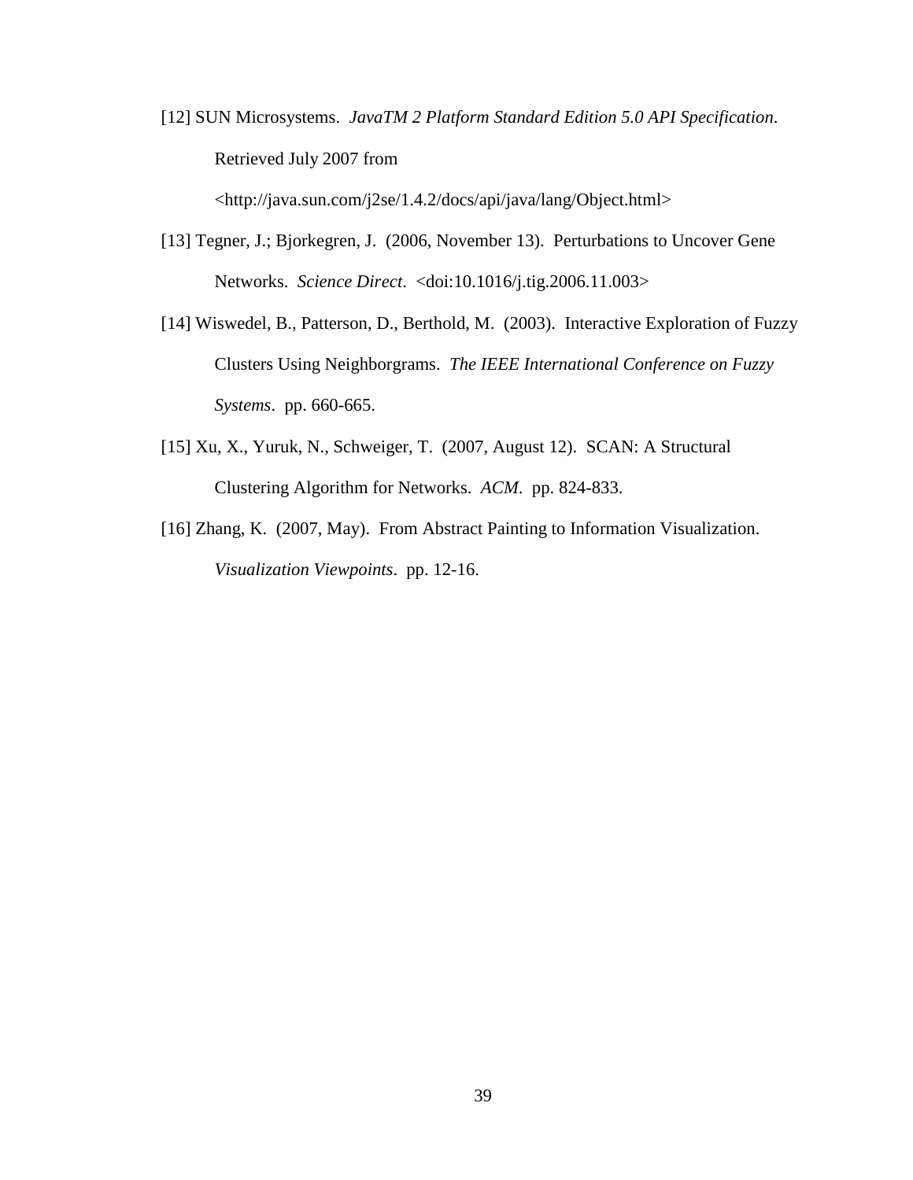[12] SUN Microsystems. *JavaTM 2 Platform Standard Edition 5.0 API Specification*. Retrieved July 2007 from <http://java.sun.com/j2se/1.4.2/docs/api/java/lang/Object.html>

[13] Tegner, J.; Bjorkegren, J. (2006, November 13). Perturbations to Uncover Gene Networks. *Science Direct*. <doi:10.1016/j.tig.2006.11.003>

[14] Wiswedel, B., Patterson, D., Berthold, M. (2003). Interactive Exploration of Fuzzy Clusters Using Neighborgrams. *The IEEE International Conference on Fuzzy Systems*. pp. 660-665.

[15] Xu, X., Yuruk, N., Schweiger, T. (2007, August 12). SCAN: A Structural Clustering Algorithm for Networks. *ACM*. pp. 824-833.

[16] Zhang, K. (2007, May). From Abstract Painting to Information Visualization. *Visualization Viewpoints*. pp. 12-16.